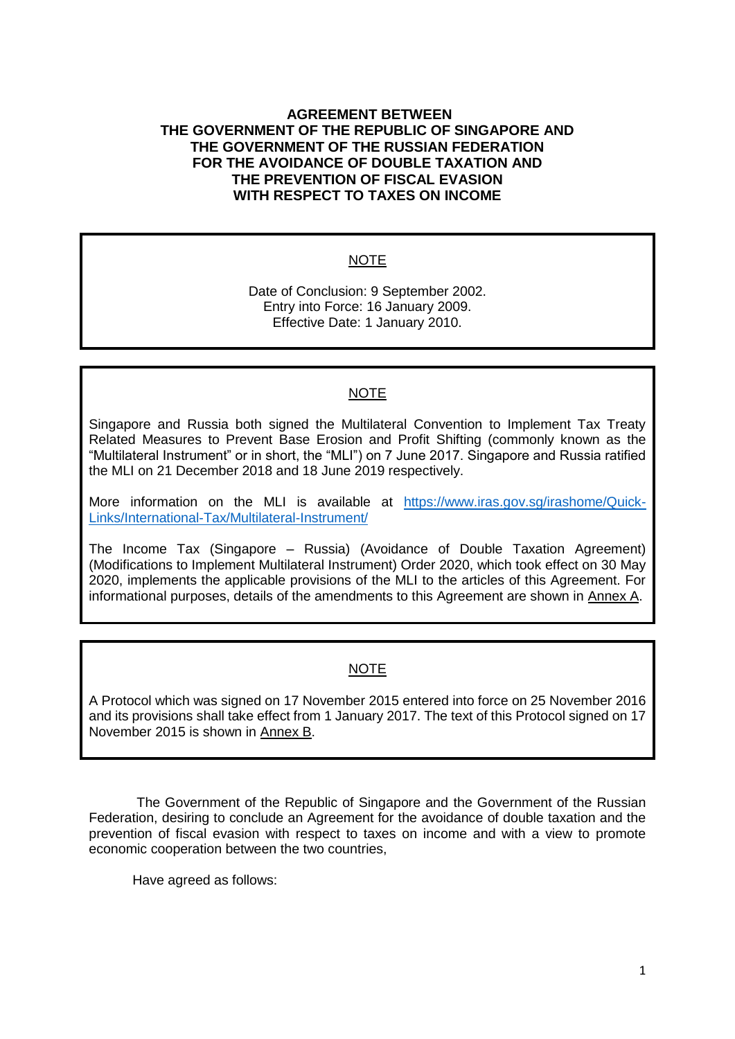# AGREEMENT BETWEEN THE GOVERNMENT OF THE REPUBLIC OF SINGAPORE AND THE GOVERNMENT OF THE RUSSIAN FEDERATION FOR THE AVOIDANCE OF DOUBLE TAXATION AND THE PREVENTION OF FISCAL EVASION WITH RESPECT TO TAXES ON INCOME

> NOTE
>
> Date of Conclusion: 9 September 2002.
> Entry into Force: 16 January 2009.
> Effective Date: 1 January 2010.

> NOTE
>
> Singapore and Russia both signed the Multilateral Convention to Implement Tax Treaty Related Measures to Prevent Base Erosion and Profit Shifting (commonly known as the "Multilateral Instrument" or in short, the "MLI") on 7 June 2017. Singapore and Russia ratified the MLI on 21 December 2018 and 18 June 2019 respectively.
>
> More information on the MLI is available at [https://www.iras.gov.sg/irashome/Quick-Links/International-Tax/Multilateral-Instrument/](https://www.iras.gov.sg/irashome/Quick-Links/International-Tax/Multilateral-Instrument/)
>
> The Income Tax (Singapore – Russia) (Avoidance of Double Taxation Agreement) (Modifications to Implement Multilateral Instrument) Order 2020, which took effect on 30 May 2020, implements the applicable provisions of the MLI to the articles of this Agreement. For informational purposes, details of the amendments to this Agreement are shown in Annex A.

> NOTE
>
> A Protocol which was signed on 17 November 2015 entered into force on 25 November 2016 and its provisions shall take effect from 1 January 2017. The text of this Protocol signed on 17 November 2015 is shown in Annex B.

The Government of the Republic of Singapore and the Government of the Russian Federation, desiring to conclude an Agreement for the avoidance of double taxation and the prevention of fiscal evasion with respect to taxes on income and with a view to promote economic cooperation between the two countries,

Have agreed as follows: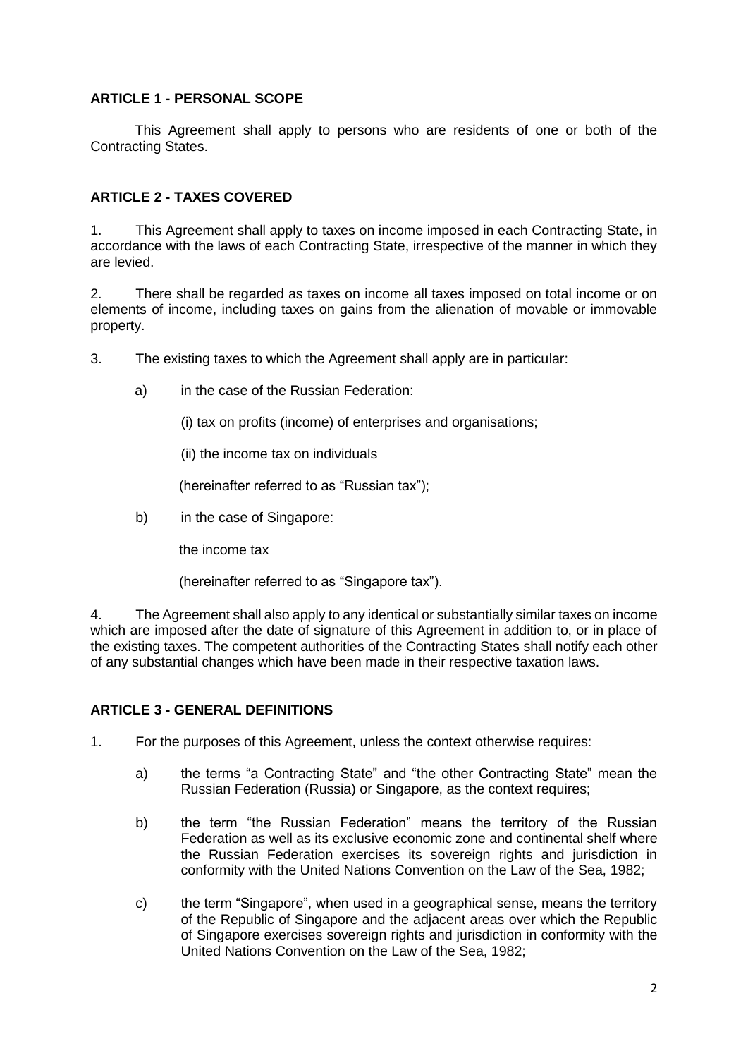## ARTICLE 1 - PERSONAL SCOPE

This Agreement shall apply to persons who are residents of one or both of the Contracting States.

## ARTICLE 2 - TAXES COVERED

1. This Agreement shall apply to taxes on income imposed in each Contracting State, in accordance with the laws of each Contracting State, irrespective of the manner in which they are levied.

2. There shall be regarded as taxes on income all taxes imposed on total income or on elements of income, including taxes on gains from the alienation of movable or immovable property.

3. The existing taxes to which the Agreement shall apply are in particular:

   a) in the case of the Russian Federation:

      (i) tax on profits (income) of enterprises and organisations;

      (ii) the income tax on individuals

      (hereinafter referred to as "Russian tax");

   b) in the case of Singapore:

      the income tax

      (hereinafter referred to as "Singapore tax").

4. The Agreement shall also apply to any identical or substantially similar taxes on income which are imposed after the date of signature of this Agreement in addition to, or in place of the existing taxes. The competent authorities of the Contracting States shall notify each other of any substantial changes which have been made in their respective taxation laws.

## ARTICLE 3 - GENERAL DEFINITIONS

1. For the purposes of this Agreement, unless the context otherwise requires:

   a) the terms "a Contracting State" and "the other Contracting State" mean the Russian Federation (Russia) or Singapore, as the context requires;

   b) the term "the Russian Federation" means the territory of the Russian Federation as well as its exclusive economic zone and continental shelf where the Russian Federation exercises its sovereign rights and jurisdiction in conformity with the United Nations Convention on the Law of the Sea, 1982;

   c) the term "Singapore", when used in a geographical sense, means the territory of the Republic of Singapore and the adjacent areas over which the Republic of Singapore exercises sovereign rights and jurisdiction in conformity with the United Nations Convention on the Law of the Sea, 1982;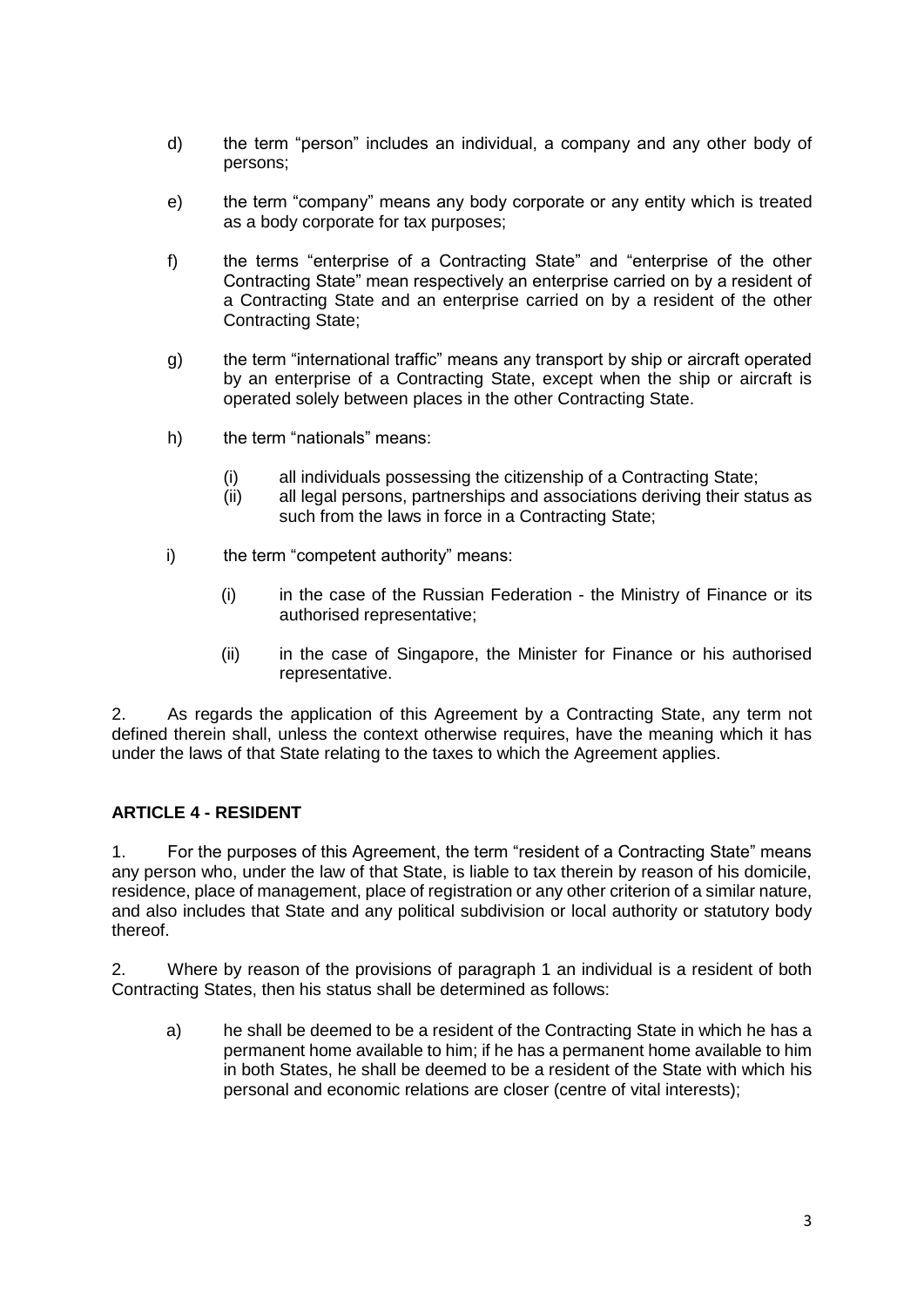d) the term “person” includes an individual, a company and any other body of persons;

e) the term “company” means any body corporate or any entity which is treated as a body corporate for tax purposes;

f) the terms “enterprise of a Contracting State” and “enterprise of the other Contracting State” mean respectively an enterprise carried on by a resident of a Contracting State and an enterprise carried on by a resident of the other Contracting State;

g) the term “international traffic” means any transport by ship or aircraft operated by an enterprise of a Contracting State, except when the ship or aircraft is operated solely between places in the other Contracting State.

h) the term “nationals” means:

   (i) all individuals possessing the citizenship of a Contracting State;
   (ii) all legal persons, partnerships and associations deriving their status as such from the laws in force in a Contracting State;

i) the term “competent authority” means:

   (i) in the case of the Russian Federation - the Ministry of Finance or its authorised representative;

   (ii) in the case of Singapore, the Minister for Finance or his authorised representative.

2. As regards the application of this Agreement by a Contracting State, any term not defined therein shall, unless the context otherwise requires, have the meaning which it has under the laws of that State relating to the taxes to which the Agreement applies.

## ARTICLE 4 - RESIDENT

1. For the purposes of this Agreement, the term “resident of a Contracting State” means any person who, under the law of that State, is liable to tax therein by reason of his domicile, residence, place of management, place of registration or any other criterion of a similar nature, and also includes that State and any political subdivision or local authority or statutory body thereof.

2. Where by reason of the provisions of paragraph 1 an individual is a resident of both Contracting States, then his status shall be determined as follows:

a) he shall be deemed to be a resident of the Contracting State in which he has a permanent home available to him; if he has a permanent home available to him in both States, he shall be deemed to be a resident of the State with which his personal and economic relations are closer (centre of vital interests);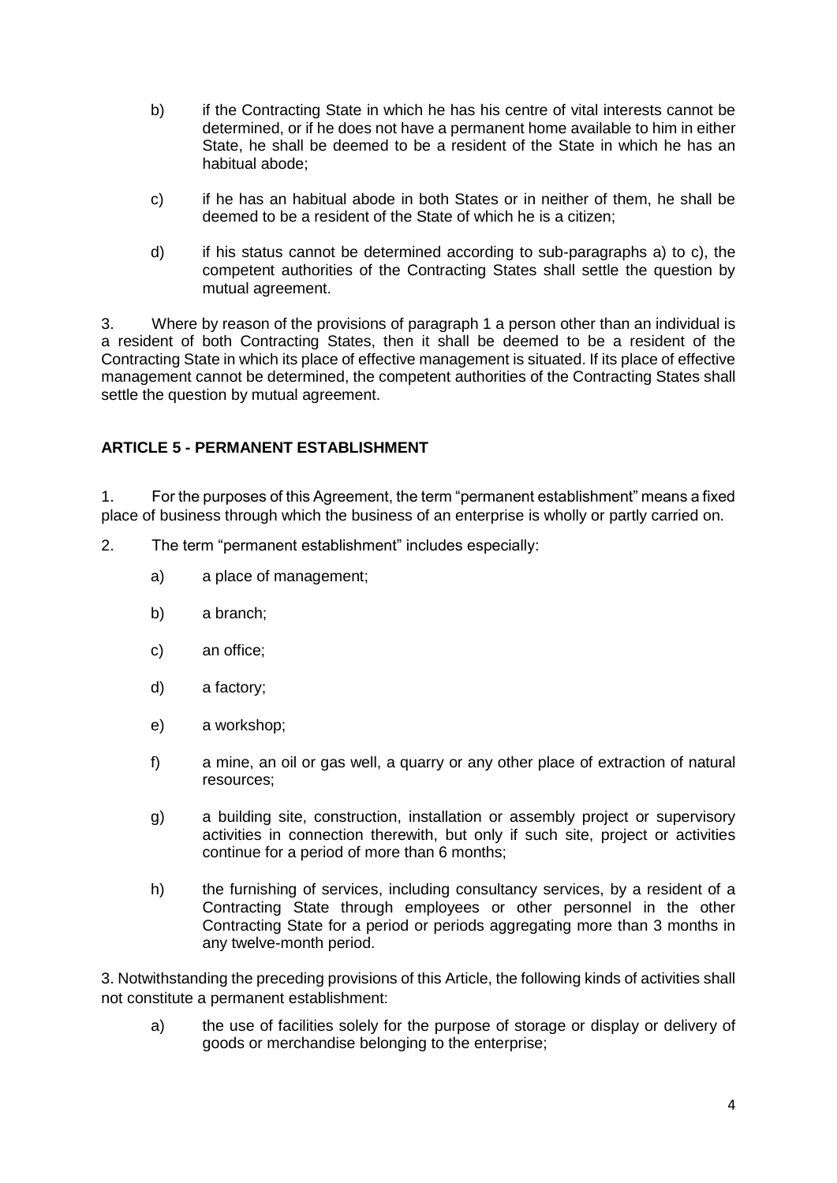b) if the Contracting State in which he has his centre of vital interests cannot be determined, or if he does not have a permanent home available to him in either State, he shall be deemed to be a resident of the State in which he has an habitual abode;

c) if he has an habitual abode in both States or in neither of them, he shall be deemed to be a resident of the State of which he is a citizen;

d) if his status cannot be determined according to sub-paragraphs a) to c), the competent authorities of the Contracting States shall settle the question by mutual agreement.

3. Where by reason of the provisions of paragraph 1 a person other than an individual is a resident of both Contracting States, then it shall be deemed to be a resident of the Contracting State in which its place of effective management is situated. If its place of effective management cannot be determined, the competent authorities of the Contracting States shall settle the question by mutual agreement.

## ARTICLE 5 - PERMANENT ESTABLISHMENT

1. For the purposes of this Agreement, the term "permanent establishment" means a fixed place of business through which the business of an enterprise is wholly or partly carried on.

2. The term "permanent establishment" includes especially:

a) a place of management;

b) a branch;

c) an office;

d) a factory;

e) a workshop;

f) a mine, an oil or gas well, a quarry or any other place of extraction of natural resources;

g) a building site, construction, installation or assembly project or supervisory activities in connection therewith, but only if such site, project or activities continue for a period of more than 6 months;

h) the furnishing of services, including consultancy services, by a resident of a Contracting State through employees or other personnel in the other Contracting State for a period or periods aggregating more than 3 months in any twelve-month period.

3. Notwithstanding the preceding provisions of this Article, the following kinds of activities shall not constitute a permanent establishment:

a) the use of facilities solely for the purpose of storage or display or delivery of goods or merchandise belonging to the enterprise;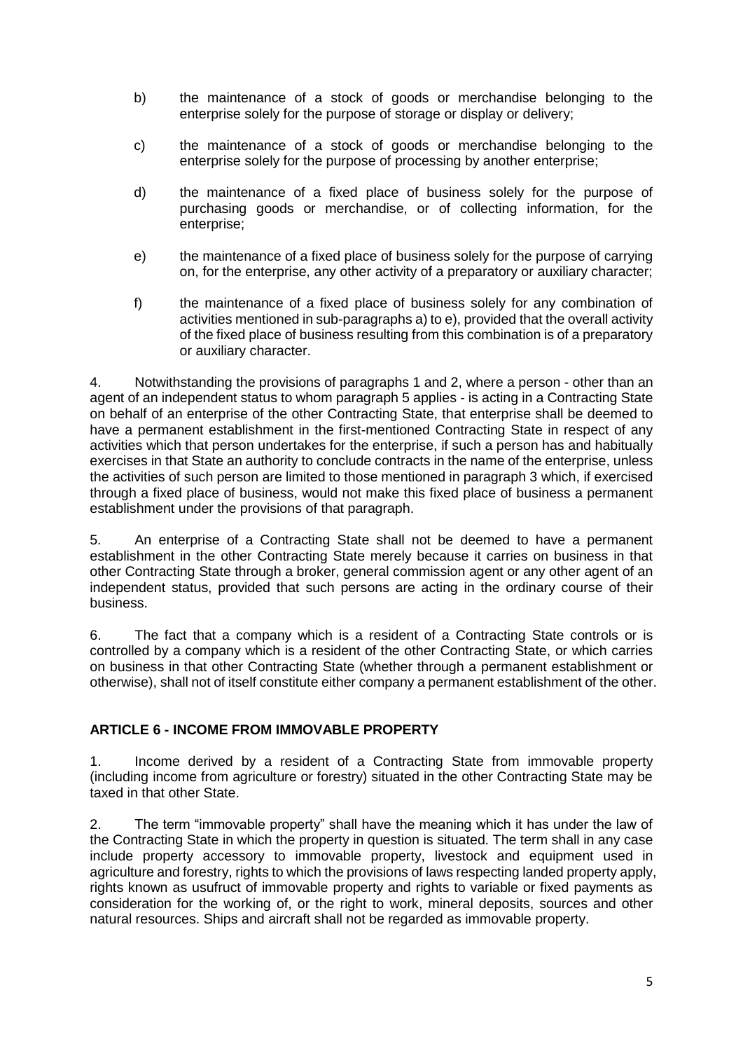b) the maintenance of a stock of goods or merchandise belonging to the enterprise solely for the purpose of storage or display or delivery;

c) the maintenance of a stock of goods or merchandise belonging to the enterprise solely for the purpose of processing by another enterprise;

d) the maintenance of a fixed place of business solely for the purpose of purchasing goods or merchandise, or of collecting information, for the enterprise;

e) the maintenance of a fixed place of business solely for the purpose of carrying on, for the enterprise, any other activity of a preparatory or auxiliary character;

f) the maintenance of a fixed place of business solely for any combination of activities mentioned in sub-paragraphs a) to e), provided that the overall activity of the fixed place of business resulting from this combination is of a preparatory or auxiliary character.

4. Notwithstanding the provisions of paragraphs 1 and 2, where a person - other than an agent of an independent status to whom paragraph 5 applies - is acting in a Contracting State on behalf of an enterprise of the other Contracting State, that enterprise shall be deemed to have a permanent establishment in the first-mentioned Contracting State in respect of any activities which that person undertakes for the enterprise, if such a person has and habitually exercises in that State an authority to conclude contracts in the name of the enterprise, unless the activities of such person are limited to those mentioned in paragraph 3 which, if exercised through a fixed place of business, would not make this fixed place of business a permanent establishment under the provisions of that paragraph.

5. An enterprise of a Contracting State shall not be deemed to have a permanent establishment in the other Contracting State merely because it carries on business in that other Contracting State through a broker, general commission agent or any other agent of an independent status, provided that such persons are acting in the ordinary course of their business.

6. The fact that a company which is a resident of a Contracting State controls or is controlled by a company which is a resident of the other Contracting State, or which carries on business in that other Contracting State (whether through a permanent establishment or otherwise), shall not of itself constitute either company a permanent establishment of the other.

## ARTICLE 6 - INCOME FROM IMMOVABLE PROPERTY

1. Income derived by a resident of a Contracting State from immovable property (including income from agriculture or forestry) situated in the other Contracting State may be taxed in that other State.

2. The term "immovable property" shall have the meaning which it has under the law of the Contracting State in which the property in question is situated. The term shall in any case include property accessory to immovable property, livestock and equipment used in agriculture and forestry, rights to which the provisions of laws respecting landed property apply, rights known as usufruct of immovable property and rights to variable or fixed payments as consideration for the working of, or the right to work, mineral deposits, sources and other natural resources. Ships and aircraft shall not be regarded as immovable property.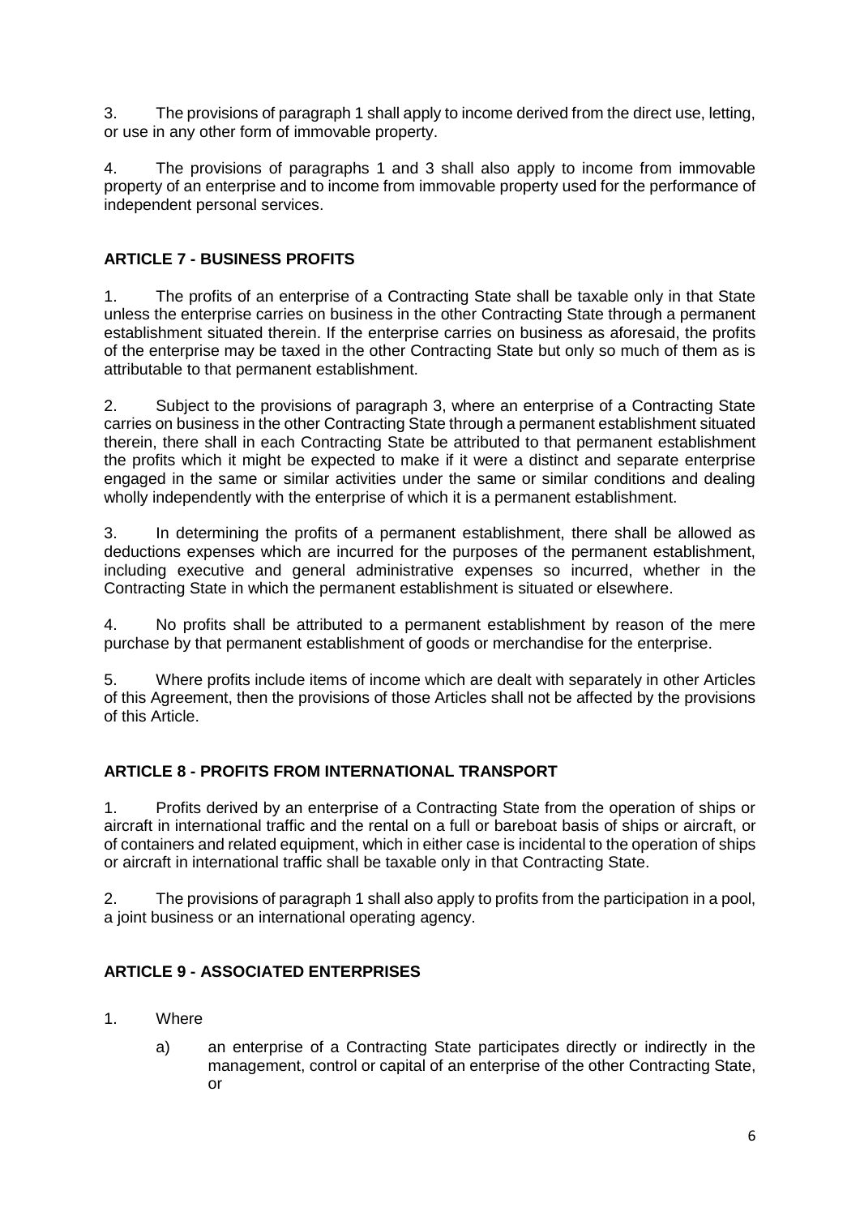3. The provisions of paragraph 1 shall apply to income derived from the direct use, letting, or use in any other form of immovable property.

4. The provisions of paragraphs 1 and 3 shall also apply to income from immovable property of an enterprise and to income from immovable property used for the performance of independent personal services.

## ARTICLE 7 - BUSINESS PROFITS

1. The profits of an enterprise of a Contracting State shall be taxable only in that State unless the enterprise carries on business in the other Contracting State through a permanent establishment situated therein. If the enterprise carries on business as aforesaid, the profits of the enterprise may be taxed in the other Contracting State but only so much of them as is attributable to that permanent establishment.

2. Subject to the provisions of paragraph 3, where an enterprise of a Contracting State carries on business in the other Contracting State through a permanent establishment situated therein, there shall in each Contracting State be attributed to that permanent establishment the profits which it might be expected to make if it were a distinct and separate enterprise engaged in the same or similar activities under the same or similar conditions and dealing wholly independently with the enterprise of which it is a permanent establishment.

3. In determining the profits of a permanent establishment, there shall be allowed as deductions expenses which are incurred for the purposes of the permanent establishment, including executive and general administrative expenses so incurred, whether in the Contracting State in which the permanent establishment is situated or elsewhere.

4. No profits shall be attributed to a permanent establishment by reason of the mere purchase by that permanent establishment of goods or merchandise for the enterprise.

5. Where profits include items of income which are dealt with separately in other Articles of this Agreement, then the provisions of those Articles shall not be affected by the provisions of this Article.

## ARTICLE 8 - PROFITS FROM INTERNATIONAL TRANSPORT

1. Profits derived by an enterprise of a Contracting State from the operation of ships or aircraft in international traffic and the rental on a full or bareboat basis of ships or aircraft, or of containers and related equipment, which in either case is incidental to the operation of ships or aircraft in international traffic shall be taxable only in that Contracting State.

2. The provisions of paragraph 1 shall also apply to profits from the participation in a pool, a joint business or an international operating agency.

## ARTICLE 9 - ASSOCIATED ENTERPRISES

1. Where

   a) an enterprise of a Contracting State participates directly or indirectly in the management, control or capital of an enterprise of the other Contracting State, or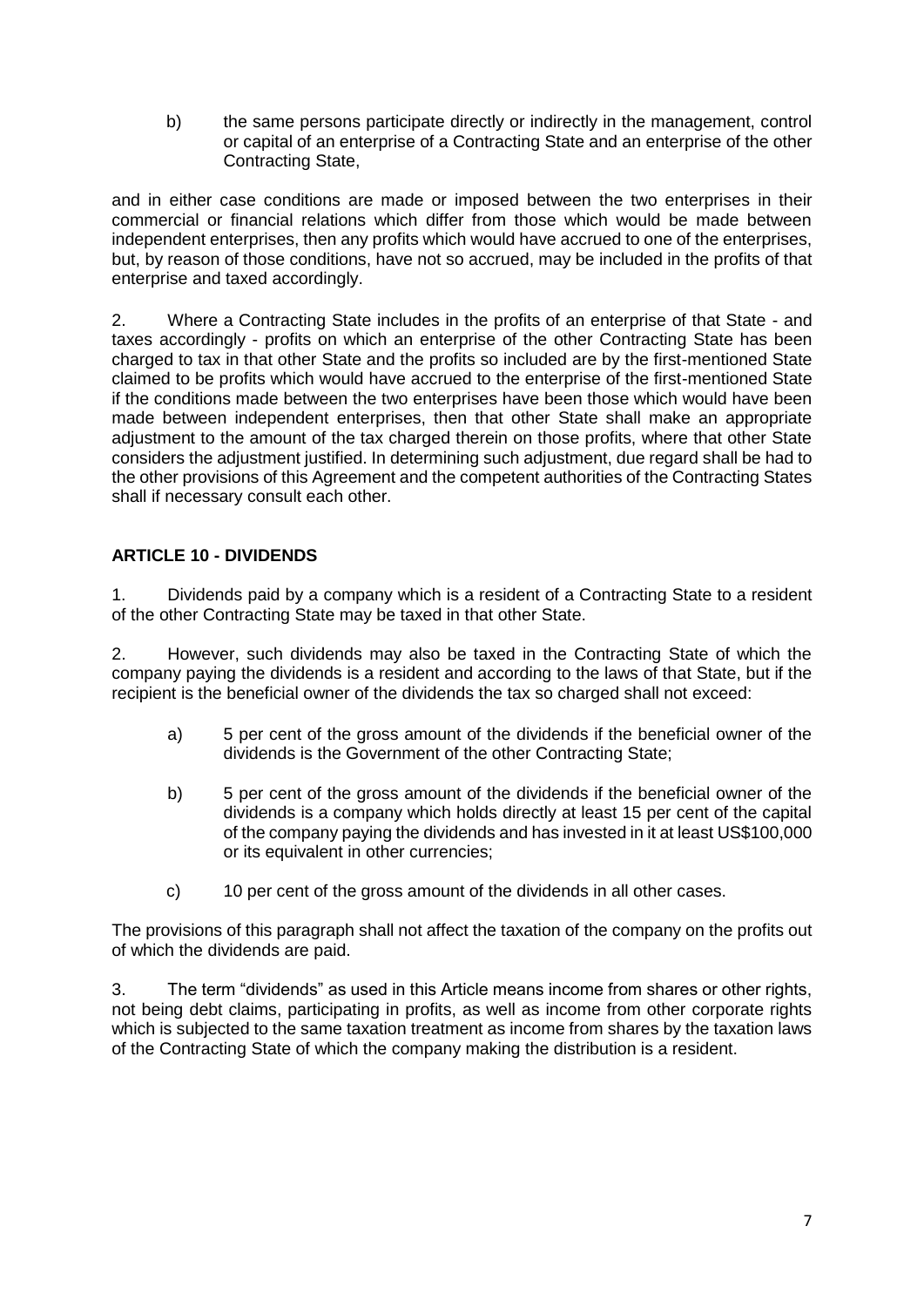b) the same persons participate directly or indirectly in the management, control or capital of an enterprise of a Contracting State and an enterprise of the other Contracting State,

and in either case conditions are made or imposed between the two enterprises in their commercial or financial relations which differ from those which would be made between independent enterprises, then any profits which would have accrued to one of the enterprises, but, by reason of those conditions, have not so accrued, may be included in the profits of that enterprise and taxed accordingly.

2. Where a Contracting State includes in the profits of an enterprise of that State - and taxes accordingly - profits on which an enterprise of the other Contracting State has been charged to tax in that other State and the profits so included are by the first-mentioned State claimed to be profits which would have accrued to the enterprise of the first-mentioned State if the conditions made between the two enterprises have been those which would have been made between independent enterprises, then that other State shall make an appropriate adjustment to the amount of the tax charged therein on those profits, where that other State considers the adjustment justified. In determining such adjustment, due regard shall be had to the other provisions of this Agreement and the competent authorities of the Contracting States shall if necessary consult each other.

## ARTICLE 10 - DIVIDENDS

1. Dividends paid by a company which is a resident of a Contracting State to a resident of the other Contracting State may be taxed in that other State.

2. However, such dividends may also be taxed in the Contracting State of which the company paying the dividends is a resident and according to the laws of that State, but if the recipient is the beneficial owner of the dividends the tax so charged shall not exceed:

a) 5 per cent of the gross amount of the dividends if the beneficial owner of the dividends is the Government of the other Contracting State;

b) 5 per cent of the gross amount of the dividends if the beneficial owner of the dividends is a company which holds directly at least 15 per cent of the capital of the company paying the dividends and has invested in it at least US$100,000 or its equivalent in other currencies;

c) 10 per cent of the gross amount of the dividends in all other cases.

The provisions of this paragraph shall not affect the taxation of the company on the profits out of which the dividends are paid.

3. The term "dividends" as used in this Article means income from shares or other rights, not being debt claims, participating in profits, as well as income from other corporate rights which is subjected to the same taxation treatment as income from shares by the taxation laws of the Contracting State of which the company making the distribution is a resident.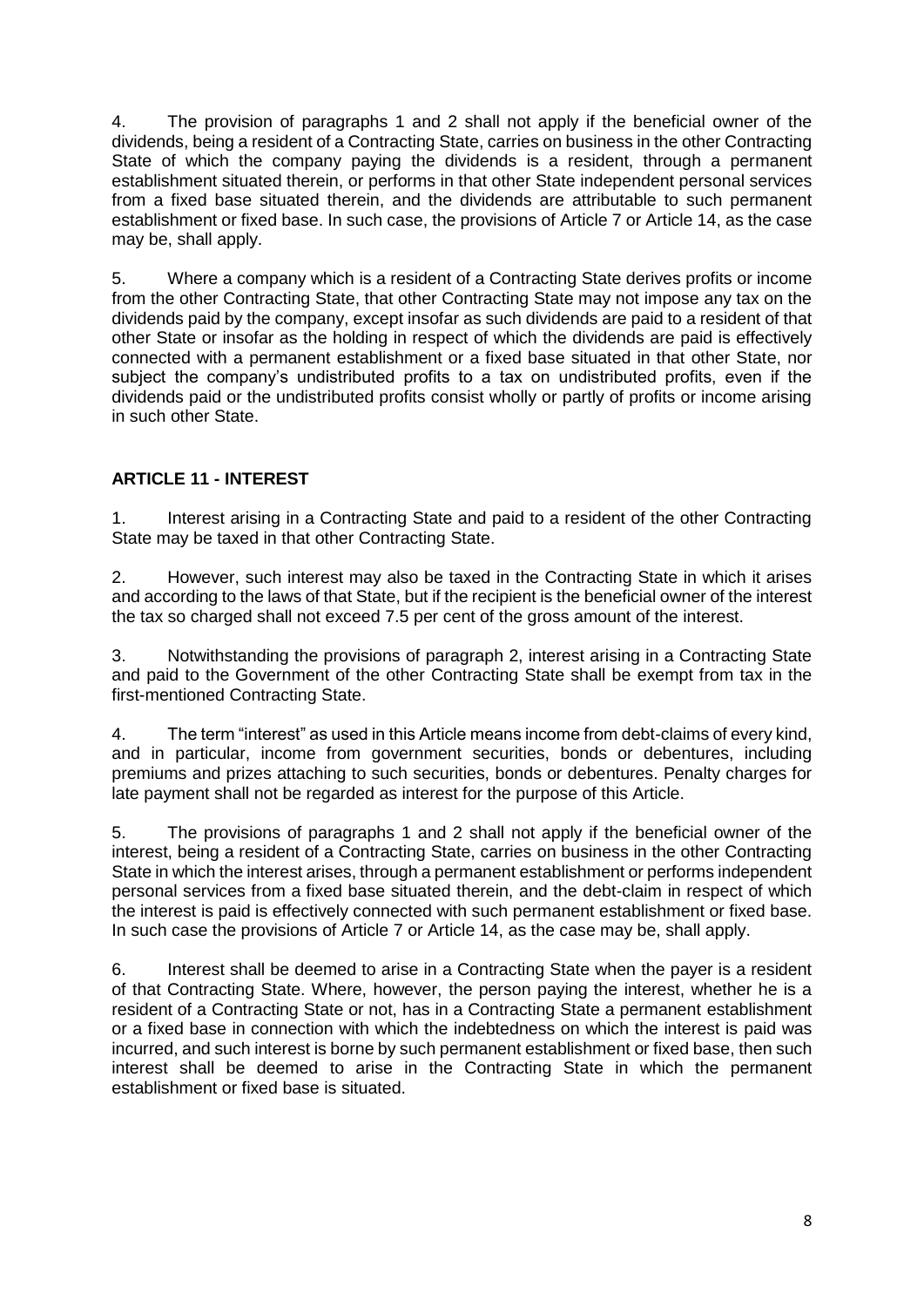4. The provision of paragraphs 1 and 2 shall not apply if the beneficial owner of the dividends, being a resident of a Contracting State, carries on business in the other Contracting State of which the company paying the dividends is a resident, through a permanent establishment situated therein, or performs in that other State independent personal services from a fixed base situated therein, and the dividends are attributable to such permanent establishment or fixed base. In such case, the provisions of Article 7 or Article 14, as the case may be, shall apply.

5. Where a company which is a resident of a Contracting State derives profits or income from the other Contracting State, that other Contracting State may not impose any tax on the dividends paid by the company, except insofar as such dividends are paid to a resident of that other State or insofar as the holding in respect of which the dividends are paid is effectively connected with a permanent establishment or a fixed base situated in that other State, nor subject the company's undistributed profits to a tax on undistributed profits, even if the dividends paid or the undistributed profits consist wholly or partly of profits or income arising in such other State.

## ARTICLE 11 - INTEREST

1. Interest arising in a Contracting State and paid to a resident of the other Contracting State may be taxed in that other Contracting State.

2. However, such interest may also be taxed in the Contracting State in which it arises and according to the laws of that State, but if the recipient is the beneficial owner of the interest the tax so charged shall not exceed 7.5 per cent of the gross amount of the interest.

3. Notwithstanding the provisions of paragraph 2, interest arising in a Contracting State and paid to the Government of the other Contracting State shall be exempt from tax in the first-mentioned Contracting State.

4. The term "interest" as used in this Article means income from debt-claims of every kind, and in particular, income from government securities, bonds or debentures, including premiums and prizes attaching to such securities, bonds or debentures. Penalty charges for late payment shall not be regarded as interest for the purpose of this Article.

5. The provisions of paragraphs 1 and 2 shall not apply if the beneficial owner of the interest, being a resident of a Contracting State, carries on business in the other Contracting State in which the interest arises, through a permanent establishment or performs independent personal services from a fixed base situated therein, and the debt-claim in respect of which the interest is paid is effectively connected with such permanent establishment or fixed base. In such case the provisions of Article 7 or Article 14, as the case may be, shall apply.

6. Interest shall be deemed to arise in a Contracting State when the payer is a resident of that Contracting State. Where, however, the person paying the interest, whether he is a resident of a Contracting State or not, has in a Contracting State a permanent establishment or a fixed base in connection with which the indebtedness on which the interest is paid was incurred, and such interest is borne by such permanent establishment or fixed base, then such interest shall be deemed to arise in the Contracting State in which the permanent establishment or fixed base is situated.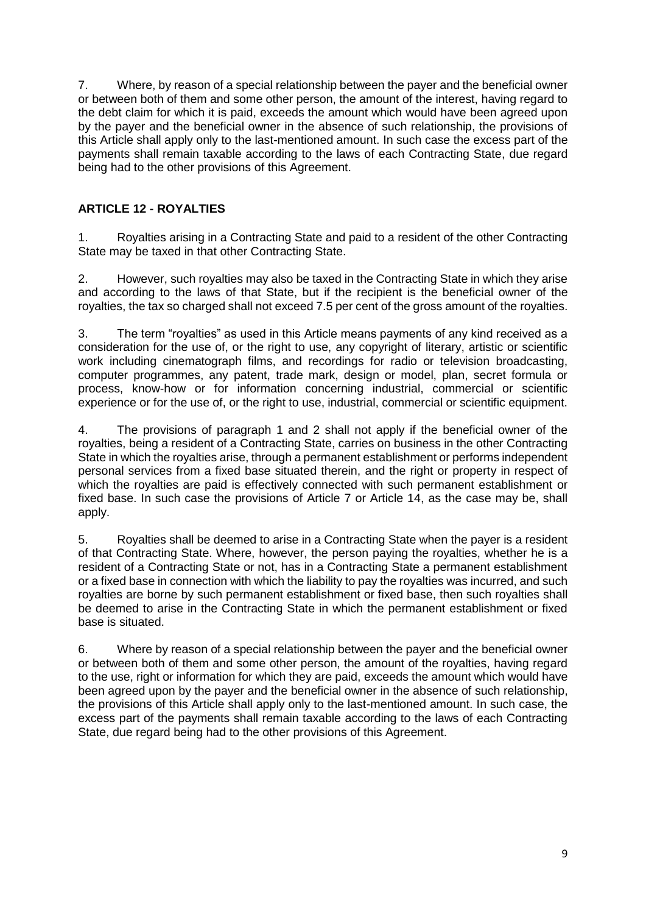7. Where, by reason of a special relationship between the payer and the beneficial owner or between both of them and some other person, the amount of the interest, having regard to the debt claim for which it is paid, exceeds the amount which would have been agreed upon by the payer and the beneficial owner in the absence of such relationship, the provisions of this Article shall apply only to the last-mentioned amount. In such case the excess part of the payments shall remain taxable according to the laws of each Contracting State, due regard being had to the other provisions of this Agreement.

## ARTICLE 12 - ROYALTIES

1. Royalties arising in a Contracting State and paid to a resident of the other Contracting State may be taxed in that other Contracting State.

2. However, such royalties may also be taxed in the Contracting State in which they arise and according to the laws of that State, but if the recipient is the beneficial owner of the royalties, the tax so charged shall not exceed 7.5 per cent of the gross amount of the royalties.

3. The term "royalties" as used in this Article means payments of any kind received as a consideration for the use of, or the right to use, any copyright of literary, artistic or scientific work including cinematograph films, and recordings for radio or television broadcasting, computer programmes, any patent, trade mark, design or model, plan, secret formula or process, know-how or for information concerning industrial, commercial or scientific experience or for the use of, or the right to use, industrial, commercial or scientific equipment.

4. The provisions of paragraph 1 and 2 shall not apply if the beneficial owner of the royalties, being a resident of a Contracting State, carries on business in the other Contracting State in which the royalties arise, through a permanent establishment or performs independent personal services from a fixed base situated therein, and the right or property in respect of which the royalties are paid is effectively connected with such permanent establishment or fixed base. In such case the provisions of Article 7 or Article 14, as the case may be, shall apply.

5. Royalties shall be deemed to arise in a Contracting State when the payer is a resident of that Contracting State. Where, however, the person paying the royalties, whether he is a resident of a Contracting State or not, has in a Contracting State a permanent establishment or a fixed base in connection with which the liability to pay the royalties was incurred, and such royalties are borne by such permanent establishment or fixed base, then such royalties shall be deemed to arise in the Contracting State in which the permanent establishment or fixed base is situated.

6. Where by reason of a special relationship between the payer and the beneficial owner or between both of them and some other person, the amount of the royalties, having regard to the use, right or information for which they are paid, exceeds the amount which would have been agreed upon by the payer and the beneficial owner in the absence of such relationship, the provisions of this Article shall apply only to the last-mentioned amount. In such case, the excess part of the payments shall remain taxable according to the laws of each Contracting State, due regard being had to the other provisions of this Agreement.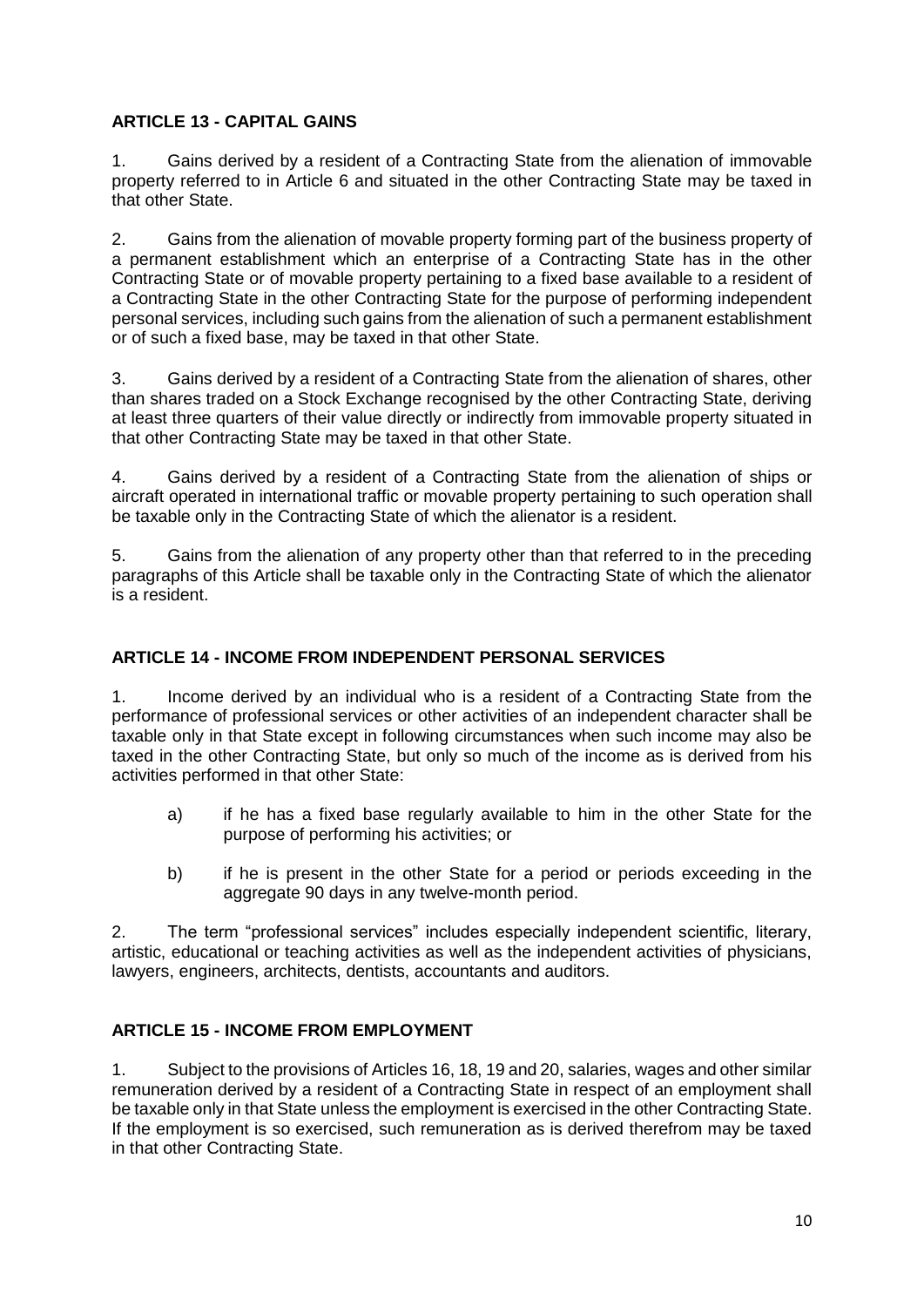## ARTICLE 13 - CAPITAL GAINS

1. Gains derived by a resident of a Contracting State from the alienation of immovable property referred to in Article 6 and situated in the other Contracting State may be taxed in that other State.

2. Gains from the alienation of movable property forming part of the business property of a permanent establishment which an enterprise of a Contracting State has in the other Contracting State or of movable property pertaining to a fixed base available to a resident of a Contracting State in the other Contracting State for the purpose of performing independent personal services, including such gains from the alienation of such a permanent establishment or of such a fixed base, may be taxed in that other State.

3. Gains derived by a resident of a Contracting State from the alienation of shares, other than shares traded on a Stock Exchange recognised by the other Contracting State, deriving at least three quarters of their value directly or indirectly from immovable property situated in that other Contracting State may be taxed in that other State.

4. Gains derived by a resident of a Contracting State from the alienation of ships or aircraft operated in international traffic or movable property pertaining to such operation shall be taxable only in the Contracting State of which the alienator is a resident.

5. Gains from the alienation of any property other than that referred to in the preceding paragraphs of this Article shall be taxable only in the Contracting State of which the alienator is a resident.

## ARTICLE 14 - INCOME FROM INDEPENDENT PERSONAL SERVICES

1. Income derived by an individual who is a resident of a Contracting State from the performance of professional services or other activities of an independent character shall be taxable only in that State except in following circumstances when such income may also be taxed in the other Contracting State, but only so much of the income as is derived from his activities performed in that other State:

   a) if he has a fixed base regularly available to him in the other State for the purpose of performing his activities; or

   b) if he is present in the other State for a period or periods exceeding in the aggregate 90 days in any twelve-month period.

2. The term "professional services" includes especially independent scientific, literary, artistic, educational or teaching activities as well as the independent activities of physicians, lawyers, engineers, architects, dentists, accountants and auditors.

## ARTICLE 15 - INCOME FROM EMPLOYMENT

1. Subject to the provisions of Articles 16, 18, 19 and 20, salaries, wages and other similar remuneration derived by a resident of a Contracting State in respect of an employment shall be taxable only in that State unless the employment is exercised in the other Contracting State. If the employment is so exercised, such remuneration as is derived therefrom may be taxed in that other Contracting State.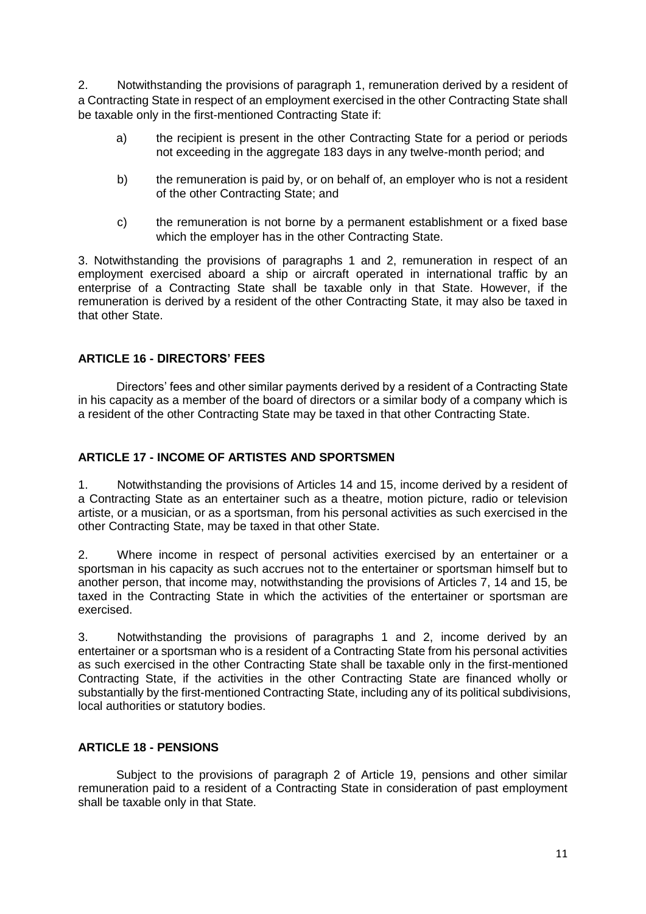2. Notwithstanding the provisions of paragraph 1, remuneration derived by a resident of a Contracting State in respect of an employment exercised in the other Contracting State shall be taxable only in the first-mentioned Contracting State if:

a) the recipient is present in the other Contracting State for a period or periods not exceeding in the aggregate 183 days in any twelve-month period; and

b) the remuneration is paid by, or on behalf of, an employer who is not a resident of the other Contracting State; and

c) the remuneration is not borne by a permanent establishment or a fixed base which the employer has in the other Contracting State.

3. Notwithstanding the provisions of paragraphs 1 and 2, remuneration in respect of an employment exercised aboard a ship or aircraft operated in international traffic by an enterprise of a Contracting State shall be taxable only in that State. However, if the remuneration is derived by a resident of the other Contracting State, it may also be taxed in that other State.

## ARTICLE 16 - DIRECTORS' FEES

Directors' fees and other similar payments derived by a resident of a Contracting State in his capacity as a member of the board of directors or a similar body of a company which is a resident of the other Contracting State may be taxed in that other Contracting State.

## ARTICLE 17 - INCOME OF ARTISTES AND SPORTSMEN

1. Notwithstanding the provisions of Articles 14 and 15, income derived by a resident of a Contracting State as an entertainer such as a theatre, motion picture, radio or television artiste, or a musician, or as a sportsman, from his personal activities as such exercised in the other Contracting State, may be taxed in that other State.

2. Where income in respect of personal activities exercised by an entertainer or a sportsman in his capacity as such accrues not to the entertainer or sportsman himself but to another person, that income may, notwithstanding the provisions of Articles 7, 14 and 15, be taxed in the Contracting State in which the activities of the entertainer or sportsman are exercised.

3. Notwithstanding the provisions of paragraphs 1 and 2, income derived by an entertainer or a sportsman who is a resident of a Contracting State from his personal activities as such exercised in the other Contracting State shall be taxable only in the first-mentioned Contracting State, if the activities in the other Contracting State are financed wholly or substantially by the first-mentioned Contracting State, including any of its political subdivisions, local authorities or statutory bodies.

## ARTICLE 18 - PENSIONS

Subject to the provisions of paragraph 2 of Article 19, pensions and other similar remuneration paid to a resident of a Contracting State in consideration of past employment shall be taxable only in that State.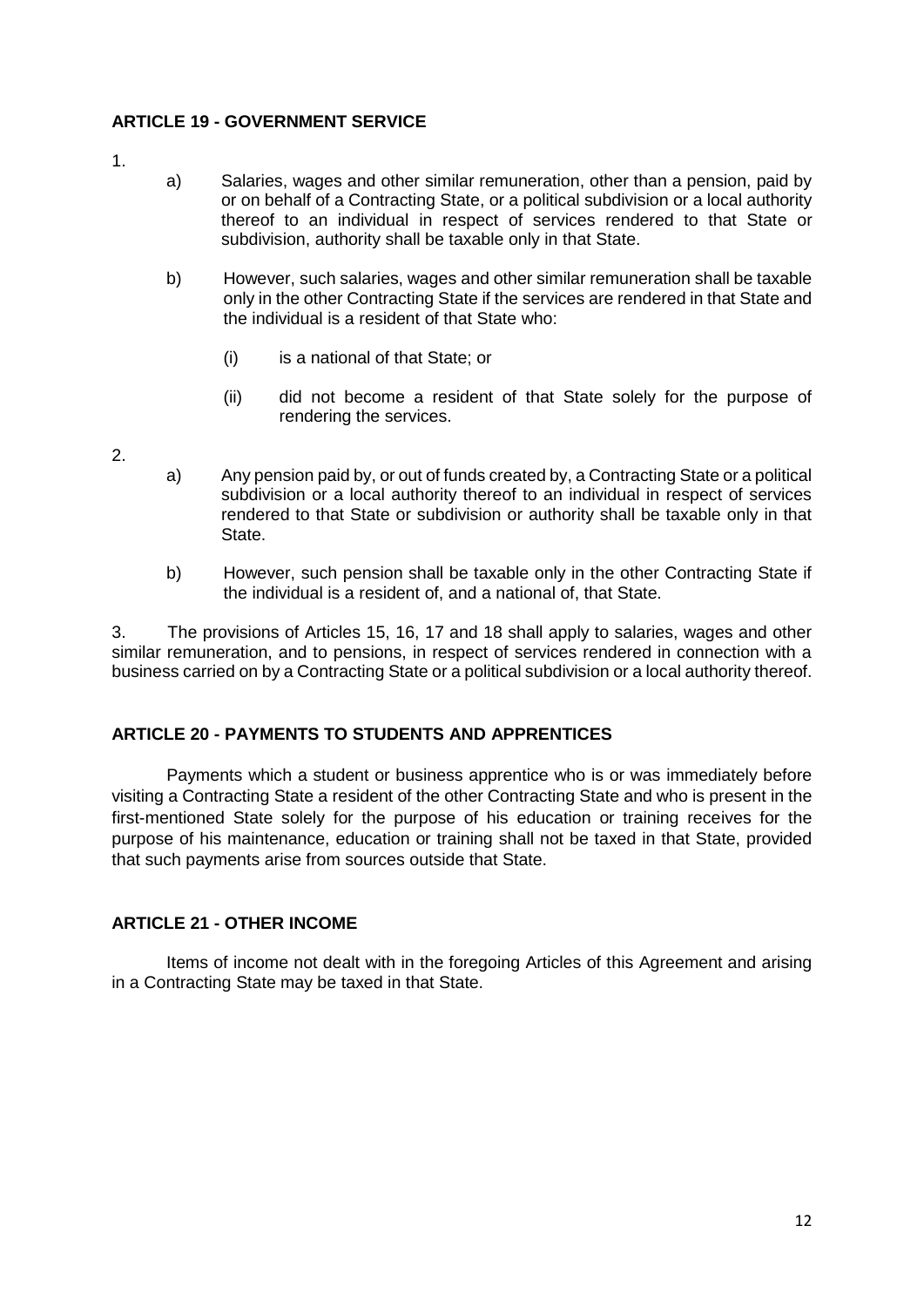## ARTICLE 19 - GOVERNMENT SERVICE

1.

a) Salaries, wages and other similar remuneration, other than a pension, paid by or on behalf of a Contracting State, or a political subdivision or a local authority thereof to an individual in respect of services rendered to that State or subdivision, authority shall be taxable only in that State.

b) However, such salaries, wages and other similar remuneration shall be taxable only in the other Contracting State if the services are rendered in that State and the individual is a resident of that State who:

(i) is a national of that State; or

(ii) did not become a resident of that State solely for the purpose of rendering the services.

2.

a) Any pension paid by, or out of funds created by, a Contracting State or a political subdivision or a local authority thereof to an individual in respect of services rendered to that State or subdivision or authority shall be taxable only in that State.

b) However, such pension shall be taxable only in the other Contracting State if the individual is a resident of, and a national of, that State.

3. The provisions of Articles 15, 16, 17 and 18 shall apply to salaries, wages and other similar remuneration, and to pensions, in respect of services rendered in connection with a business carried on by a Contracting State or a political subdivision or a local authority thereof.

## ARTICLE 20 - PAYMENTS TO STUDENTS AND APPRENTICES

Payments which a student or business apprentice who is or was immediately before visiting a Contracting State a resident of the other Contracting State and who is present in the first-mentioned State solely for the purpose of his education or training receives for the purpose of his maintenance, education or training shall not be taxed in that State, provided that such payments arise from sources outside that State.

## ARTICLE 21 - OTHER INCOME

Items of income not dealt with in the foregoing Articles of this Agreement and arising in a Contracting State may be taxed in that State.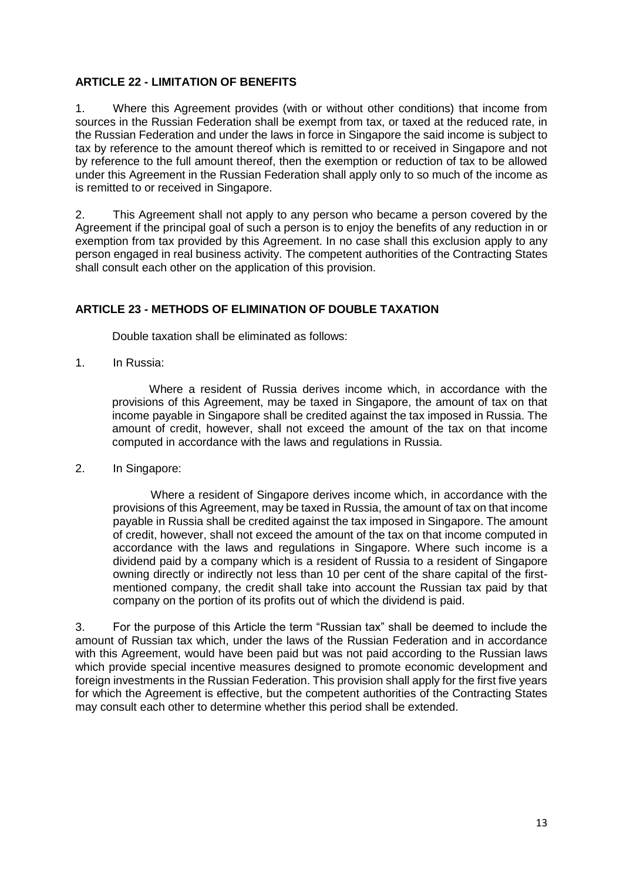## ARTICLE 22 - LIMITATION OF BENEFITS

1. Where this Agreement provides (with or without other conditions) that income from sources in the Russian Federation shall be exempt from tax, or taxed at the reduced rate, in the Russian Federation and under the laws in force in Singapore the said income is subject to tax by reference to the amount thereof which is remitted to or received in Singapore and not by reference to the full amount thereof, then the exemption or reduction of tax to be allowed under this Agreement in the Russian Federation shall apply only to so much of the income as is remitted to or received in Singapore.

2. This Agreement shall not apply to any person who became a person covered by the Agreement if the principal goal of such a person is to enjoy the benefits of any reduction in or exemption from tax provided by this Agreement. In no case shall this exclusion apply to any person engaged in real business activity. The competent authorities of the Contracting States shall consult each other on the application of this provision.

## ARTICLE 23 - METHODS OF ELIMINATION OF DOUBLE TAXATION

Double taxation shall be eliminated as follows:

1. In Russia:

   Where a resident of Russia derives income which, in accordance with the provisions of this Agreement, may be taxed in Singapore, the amount of tax on that income payable in Singapore shall be credited against the tax imposed in Russia. The amount of credit, however, shall not exceed the amount of the tax on that income computed in accordance with the laws and regulations in Russia.

2. In Singapore:

   Where a resident of Singapore derives income which, in accordance with the provisions of this Agreement, may be taxed in Russia, the amount of tax on that income payable in Russia shall be credited against the tax imposed in Singapore. The amount of credit, however, shall not exceed the amount of the tax on that income computed in accordance with the laws and regulations in Singapore. Where such income is a dividend paid by a company which is a resident of Russia to a resident of Singapore owning directly or indirectly not less than 10 per cent of the share capital of the first-mentioned company, the credit shall take into account the Russian tax paid by that company on the portion of its profits out of which the dividend is paid.

3. For the purpose of this Article the term "Russian tax" shall be deemed to include the amount of Russian tax which, under the laws of the Russian Federation and in accordance with this Agreement, would have been paid but was not paid according to the Russian laws which provide special incentive measures designed to promote economic development and foreign investments in the Russian Federation. This provision shall apply for the first five years for which the Agreement is effective, but the competent authorities of the Contracting States may consult each other to determine whether this period shall be extended.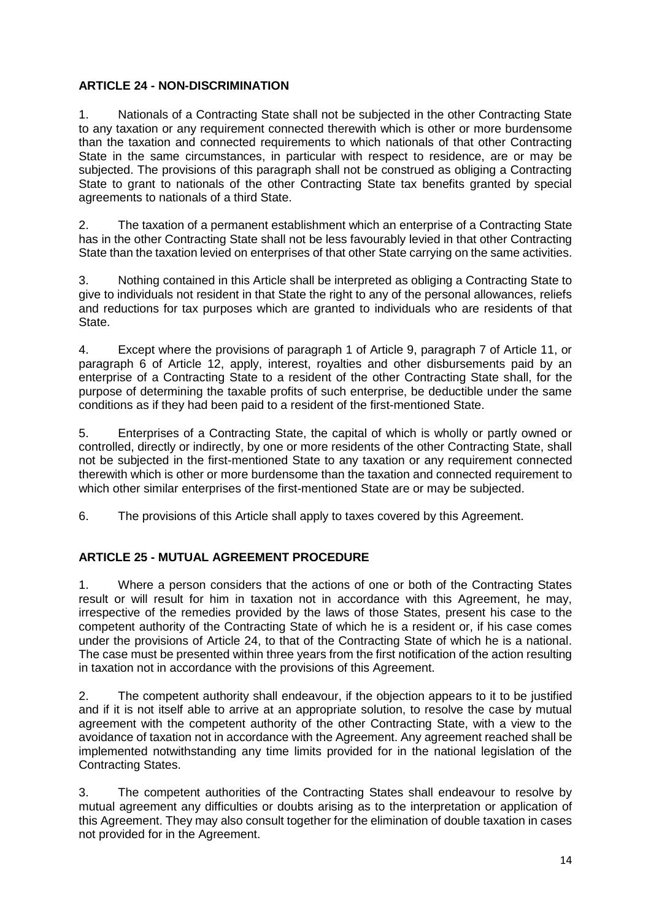## ARTICLE 24 - NON-DISCRIMINATION

1. Nationals of a Contracting State shall not be subjected in the other Contracting State to any taxation or any requirement connected therewith which is other or more burdensome than the taxation and connected requirements to which nationals of that other Contracting State in the same circumstances, in particular with respect to residence, are or may be subjected. The provisions of this paragraph shall not be construed as obliging a Contracting State to grant to nationals of the other Contracting State tax benefits granted by special agreements to nationals of a third State.

2. The taxation of a permanent establishment which an enterprise of a Contracting State has in the other Contracting State shall not be less favourably levied in that other Contracting State than the taxation levied on enterprises of that other State carrying on the same activities.

3. Nothing contained in this Article shall be interpreted as obliging a Contracting State to give to individuals not resident in that State the right to any of the personal allowances, reliefs and reductions for tax purposes which are granted to individuals who are residents of that State.

4. Except where the provisions of paragraph 1 of Article 9, paragraph 7 of Article 11, or paragraph 6 of Article 12, apply, interest, royalties and other disbursements paid by an enterprise of a Contracting State to a resident of the other Contracting State shall, for the purpose of determining the taxable profits of such enterprise, be deductible under the same conditions as if they had been paid to a resident of the first-mentioned State.

5. Enterprises of a Contracting State, the capital of which is wholly or partly owned or controlled, directly or indirectly, by one or more residents of the other Contracting State, shall not be subjected in the first-mentioned State to any taxation or any requirement connected therewith which is other or more burdensome than the taxation and connected requirement to which other similar enterprises of the first-mentioned State are or may be subjected.

6. The provisions of this Article shall apply to taxes covered by this Agreement.

## ARTICLE 25 - MUTUAL AGREEMENT PROCEDURE

1. Where a person considers that the actions of one or both of the Contracting States result or will result for him in taxation not in accordance with this Agreement, he may, irrespective of the remedies provided by the laws of those States, present his case to the competent authority of the Contracting State of which he is a resident or, if his case comes under the provisions of Article 24, to that of the Contracting State of which he is a national. The case must be presented within three years from the first notification of the action resulting in taxation not in accordance with the provisions of this Agreement.

2. The competent authority shall endeavour, if the objection appears to it to be justified and if it is not itself able to arrive at an appropriate solution, to resolve the case by mutual agreement with the competent authority of the other Contracting State, with a view to the avoidance of taxation not in accordance with the Agreement. Any agreement reached shall be implemented notwithstanding any time limits provided for in the national legislation of the Contracting States.

3. The competent authorities of the Contracting States shall endeavour to resolve by mutual agreement any difficulties or doubts arising as to the interpretation or application of this Agreement. They may also consult together for the elimination of double taxation in cases not provided for in the Agreement.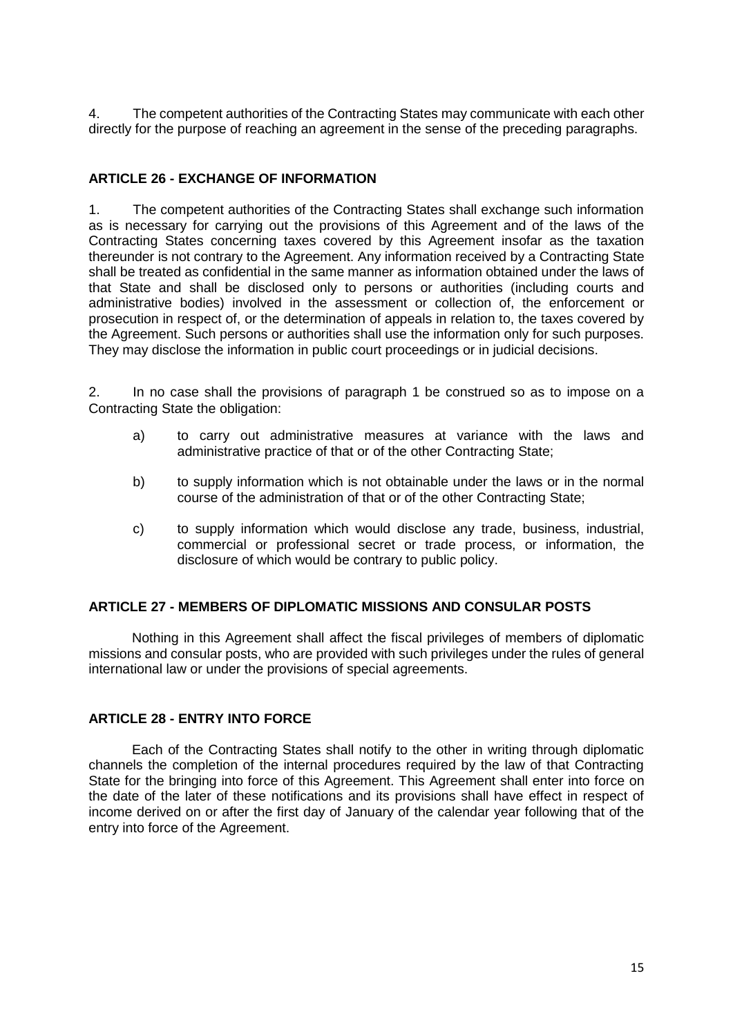4. The competent authorities of the Contracting States may communicate with each other directly for the purpose of reaching an agreement in the sense of the preceding paragraphs.

### ARTICLE 26 - EXCHANGE OF INFORMATION

1. The competent authorities of the Contracting States shall exchange such information as is necessary for carrying out the provisions of this Agreement and of the laws of the Contracting States concerning taxes covered by this Agreement insofar as the taxation thereunder is not contrary to the Agreement. Any information received by a Contracting State shall be treated as confidential in the same manner as information obtained under the laws of that State and shall be disclosed only to persons or authorities (including courts and administrative bodies) involved in the assessment or collection of, the enforcement or prosecution in respect of, or the determination of appeals in relation to, the taxes covered by the Agreement. Such persons or authorities shall use the information only for such purposes. They may disclose the information in public court proceedings or in judicial decisions.

2. In no case shall the provisions of paragraph 1 be construed so as to impose on a Contracting State the obligation:

a) to carry out administrative measures at variance with the laws and administrative practice of that or of the other Contracting State;

b) to supply information which is not obtainable under the laws or in the normal course of the administration of that or of the other Contracting State;

c) to supply information which would disclose any trade, business, industrial, commercial or professional secret or trade process, or information, the disclosure of which would be contrary to public policy.

### ARTICLE 27 - MEMBERS OF DIPLOMATIC MISSIONS AND CONSULAR POSTS

Nothing in this Agreement shall affect the fiscal privileges of members of diplomatic missions and consular posts, who are provided with such privileges under the rules of general international law or under the provisions of special agreements.

### ARTICLE 28 - ENTRY INTO FORCE

Each of the Contracting States shall notify to the other in writing through diplomatic channels the completion of the internal procedures required by the law of that Contracting State for the bringing into force of this Agreement. This Agreement shall enter into force on the date of the later of these notifications and its provisions shall have effect in respect of income derived on or after the first day of January of the calendar year following that of the entry into force of the Agreement.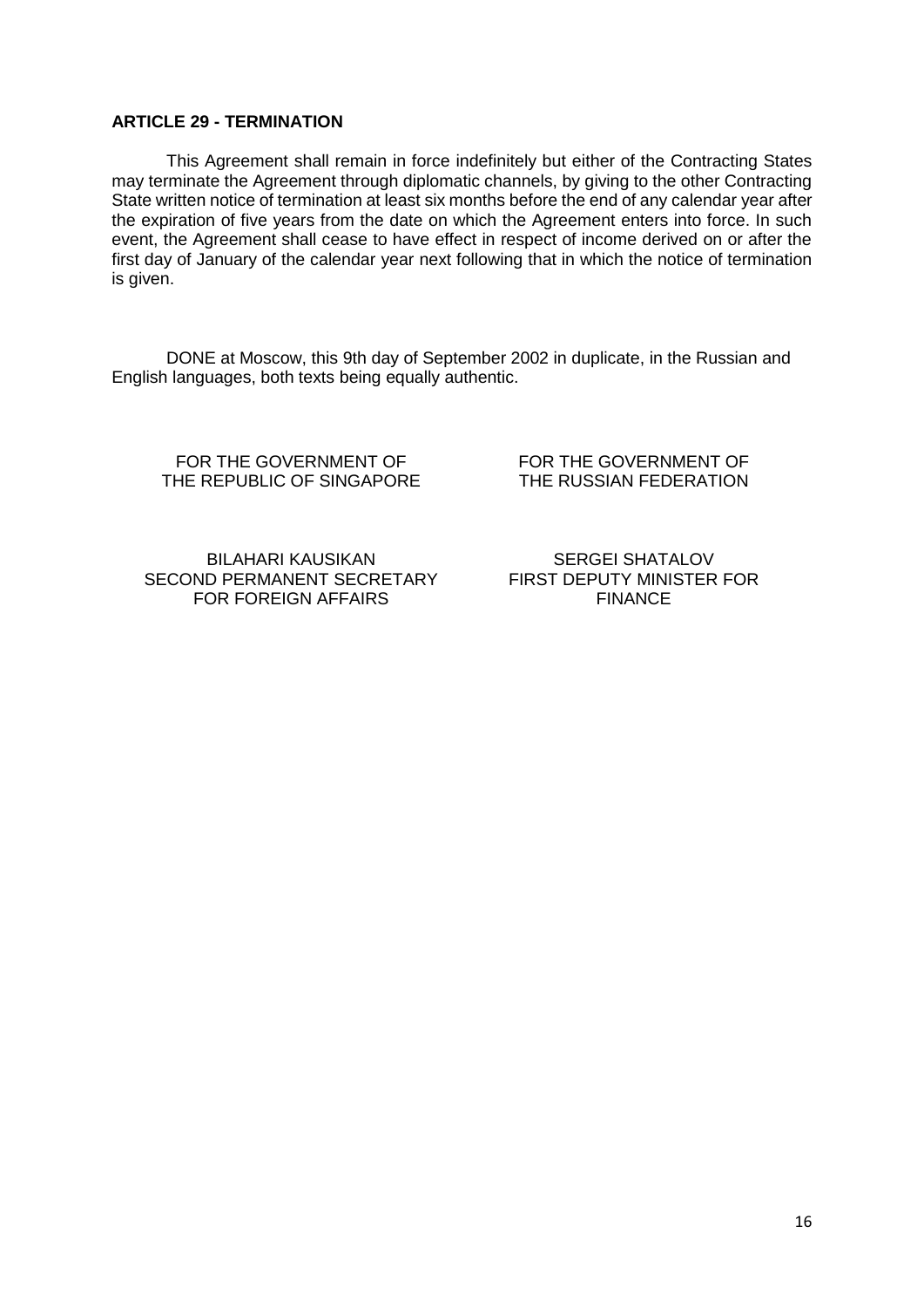### ARTICLE 29 - TERMINATION

This Agreement shall remain in force indefinitely but either of the Contracting States may terminate the Agreement through diplomatic channels, by giving to the other Contracting State written notice of termination at least six months before the end of any calendar year after the expiration of five years from the date on which the Agreement enters into force. In such event, the Agreement shall cease to have effect in respect of income derived on or after the first day of January of the calendar year next following that in which the notice of termination is given.

DONE at Moscow, this 9th day of September 2002 in duplicate, in the Russian and English languages, both texts being equally authentic.

| FOR THE GOVERNMENT OF THE REPUBLIC OF SINGAPORE | FOR THE GOVERNMENT OF THE RUSSIAN FEDERATION |
|---|---|
| BILAHARI KAUSIKAN<br>SECOND PERMANENT SECRETARY FOR FOREIGN AFFAIRS | SERGEI SHATALOV<br>FIRST DEPUTY MINISTER FOR FINANCE |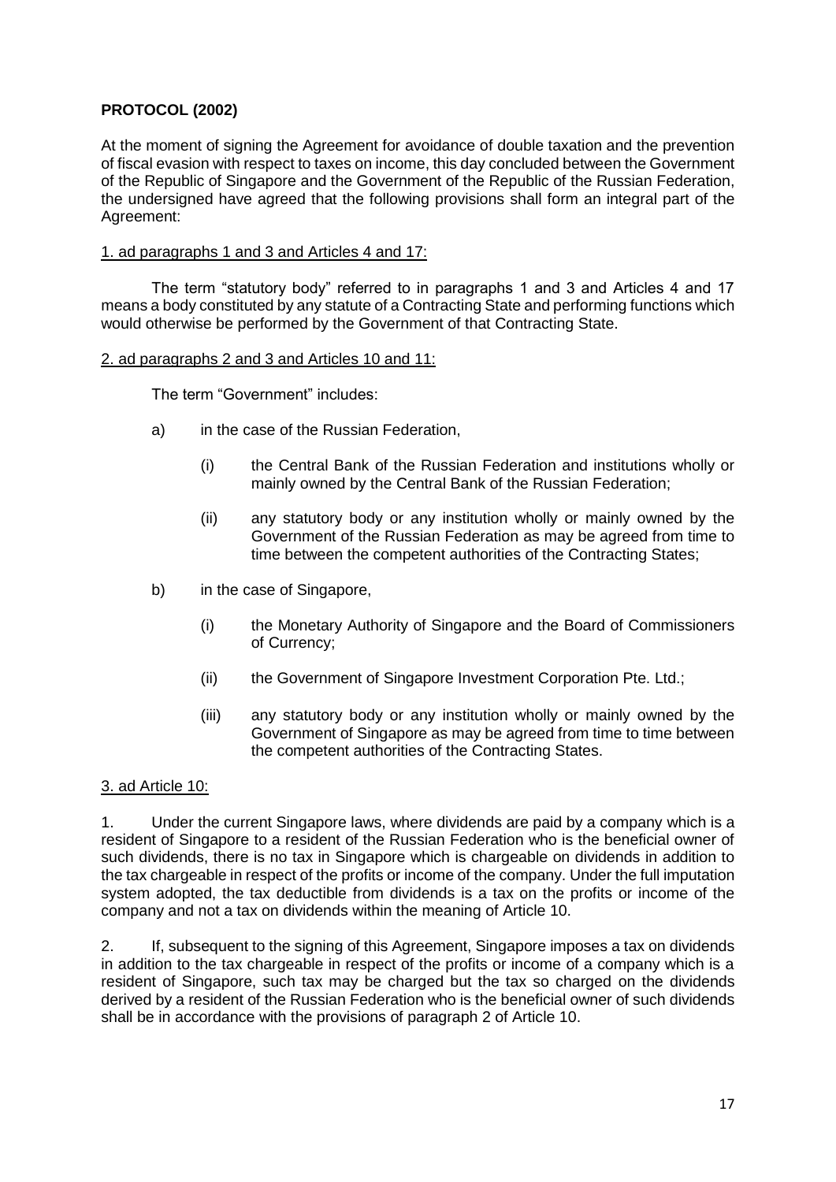**PROTOCOL (2002)**

At the moment of signing the Agreement for avoidance of double taxation and the prevention of fiscal evasion with respect to taxes on income, this day concluded between the Government of the Republic of Singapore and the Government of the Republic of the Russian Federation, the undersigned have agreed that the following provisions shall form an integral part of the Agreement:

1. ad paragraphs 1 and 3 and Articles 4 and 17:

The term "statutory body" referred to in paragraphs 1 and 3 and Articles 4 and 17 means a body constituted by any statute of a Contracting State and performing functions which would otherwise be performed by the Government of that Contracting State.

2. ad paragraphs 2 and 3 and Articles 10 and 11:

The term "Government" includes:

a) in the case of the Russian Federation,

   (i) the Central Bank of the Russian Federation and institutions wholly or mainly owned by the Central Bank of the Russian Federation;

   (ii) any statutory body or any institution wholly or mainly owned by the Government of the Russian Federation as may be agreed from time to time between the competent authorities of the Contracting States;

b) in the case of Singapore,

   (i) the Monetary Authority of Singapore and the Board of Commissioners of Currency;

   (ii) the Government of Singapore Investment Corporation Pte. Ltd.;

   (iii) any statutory body or any institution wholly or mainly owned by the Government of Singapore as may be agreed from time to time between the competent authorities of the Contracting States.

3. ad Article 10:

1. Under the current Singapore laws, where dividends are paid by a company which is a resident of Singapore to a resident of the Russian Federation who is the beneficial owner of such dividends, there is no tax in Singapore which is chargeable on dividends in addition to the tax chargeable in respect of the profits or income of the company. Under the full imputation system adopted, the tax deductible from dividends is a tax on the profits or income of the company and not a tax on dividends within the meaning of Article 10.

2. If, subsequent to the signing of this Agreement, Singapore imposes a tax on dividends in addition to the tax chargeable in respect of the profits or income of a company which is a resident of Singapore, such tax may be charged but the tax so charged on the dividends derived by a resident of the Russian Federation who is the beneficial owner of such dividends shall be in accordance with the provisions of paragraph 2 of Article 10.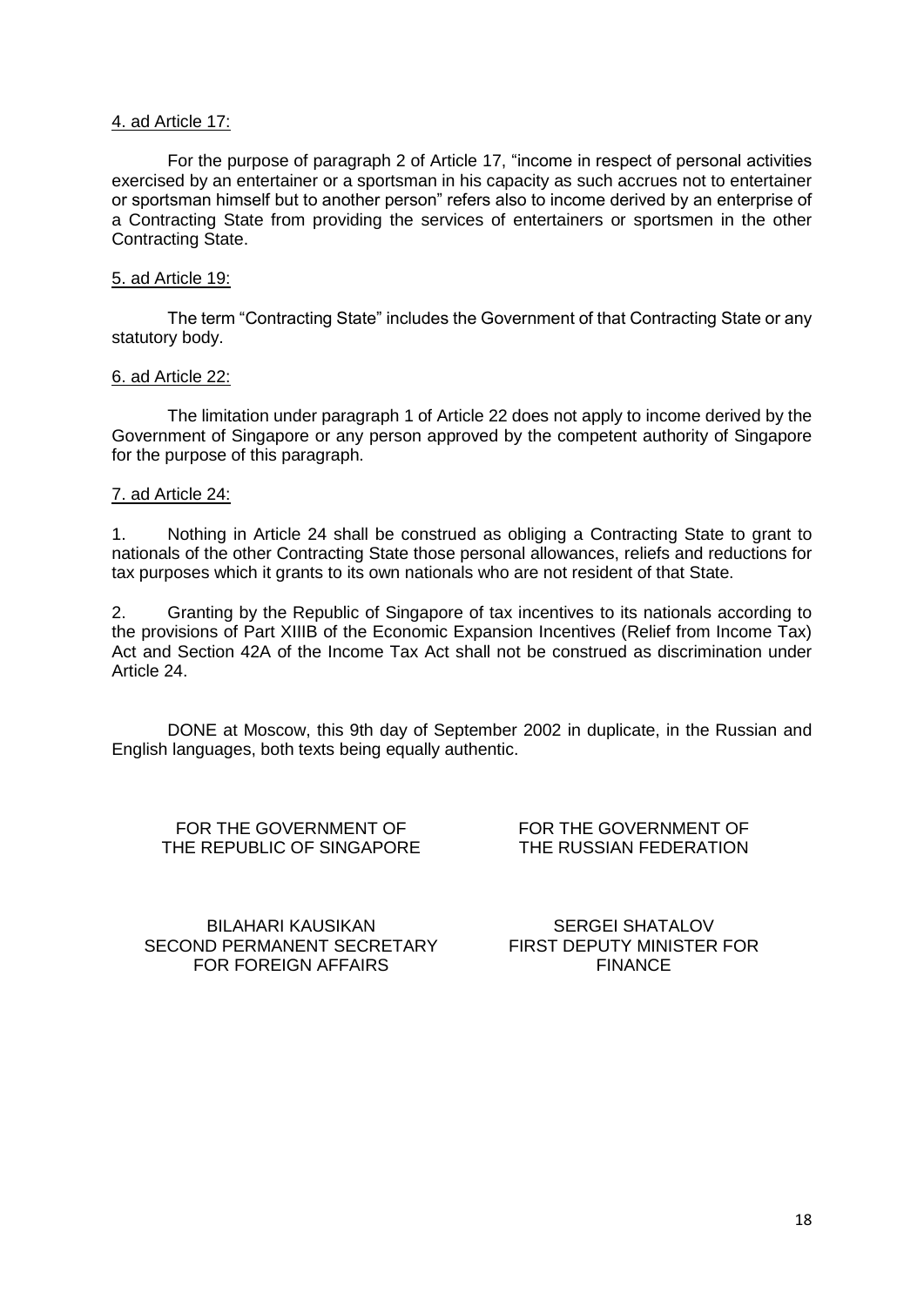4. ad Article 17:

For the purpose of paragraph 2 of Article 17, “income in respect of personal activities exercised by an entertainer or a sportsman in his capacity as such accrues not to entertainer or sportsman himself but to another person” refers also to income derived by an enterprise of a Contracting State from providing the services of entertainers or sportsmen in the other Contracting State.

5. ad Article 19:

The term “Contracting State” includes the Government of that Contracting State or any statutory body.

6. ad Article 22:

The limitation under paragraph 1 of Article 22 does not apply to income derived by the Government of Singapore or any person approved by the competent authority of Singapore for the purpose of this paragraph.

7. ad Article 24:

1. Nothing in Article 24 shall be construed as obliging a Contracting State to grant to nationals of the other Contracting State those personal allowances, reliefs and reductions for tax purposes which it grants to its own nationals who are not resident of that State.

2. Granting by the Republic of Singapore of tax incentives to its nationals according to the provisions of Part XIIIB of the Economic Expansion Incentives (Relief from Income Tax) Act and Section 42A of the Income Tax Act shall not be construed as discrimination under Article 24.

DONE at Moscow, this 9th day of September 2002 in duplicate, in the Russian and English languages, both texts being equally authentic.

FOR THE GOVERNMENT OF THE REPUBLIC OF SINGAPORE

BILAHARI KAUSIKAN
SECOND PERMANENT SECRETARY
FOR FOREIGN AFFAIRS

FOR THE GOVERNMENT OF THE RUSSIAN FEDERATION

SERGEI SHATALOV
FIRST DEPUTY MINISTER FOR
FINANCE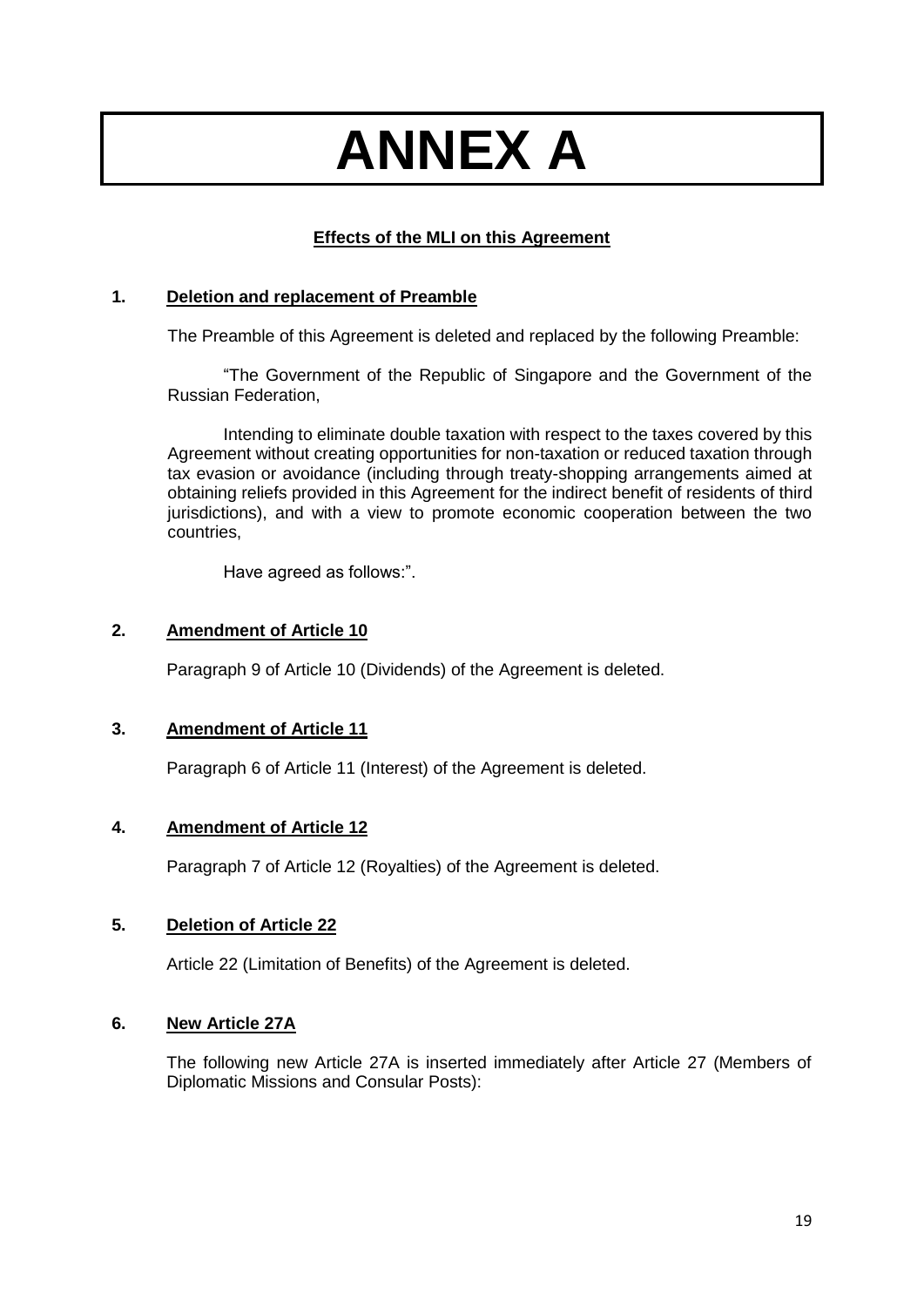# ANNEX A

**Effects of the MLI on this Agreement**

**1. Deletion and replacement of Preamble**

The Preamble of this Agreement is deleted and replaced by the following Preamble:

"The Government of the Republic of Singapore and the Government of the Russian Federation,

Intending to eliminate double taxation with respect to the taxes covered by this Agreement without creating opportunities for non-taxation or reduced taxation through tax evasion or avoidance (including through treaty-shopping arrangements aimed at obtaining reliefs provided in this Agreement for the indirect benefit of residents of third jurisdictions), and with a view to promote economic cooperation between the two countries,

Have agreed as follows:".

**2. Amendment of Article 10**

Paragraph 9 of Article 10 (Dividends) of the Agreement is deleted.

**3. Amendment of Article 11**

Paragraph 6 of Article 11 (Interest) of the Agreement is deleted.

**4. Amendment of Article 12**

Paragraph 7 of Article 12 (Royalties) of the Agreement is deleted.

**5. Deletion of Article 22**

Article 22 (Limitation of Benefits) of the Agreement is deleted.

**6. New Article 27A**

The following new Article 27A is inserted immediately after Article 27 (Members of Diplomatic Missions and Consular Posts):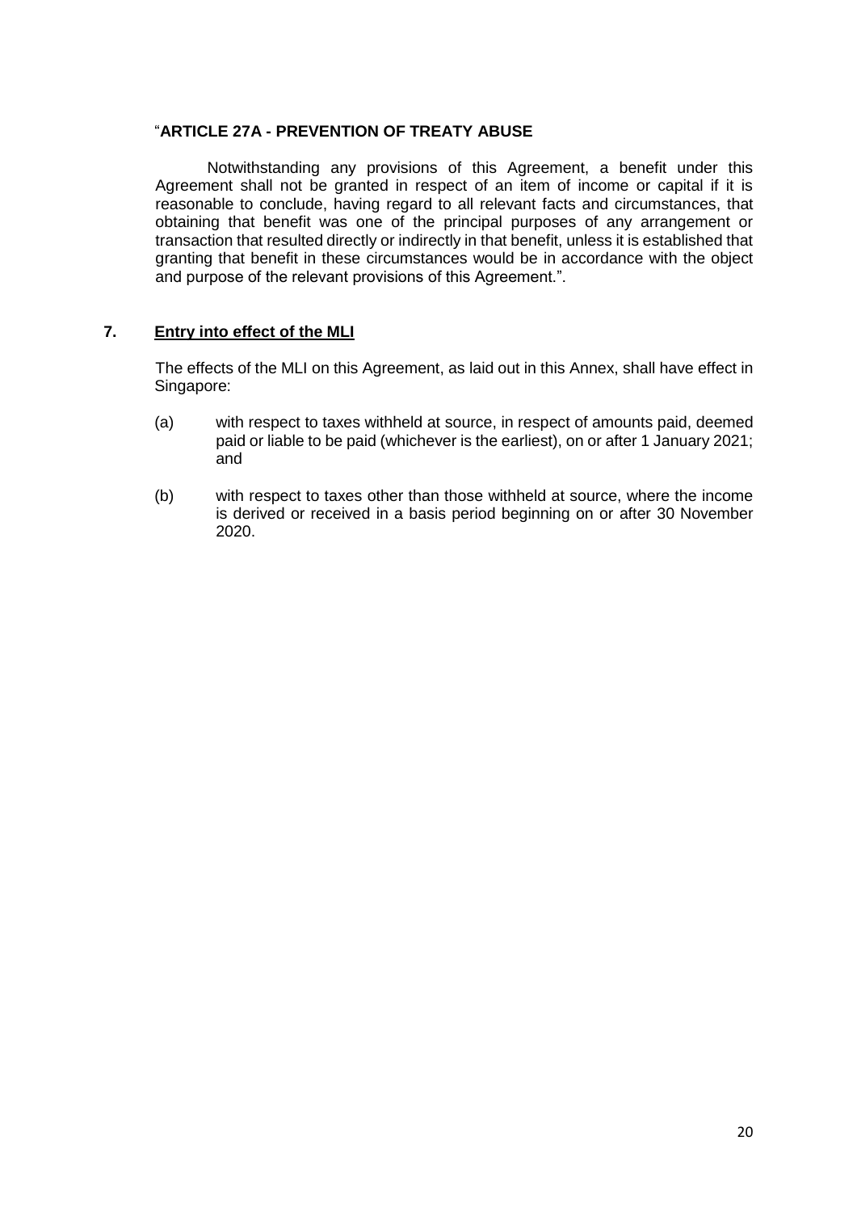"**ARTICLE 27A - PREVENTION OF TREATY ABUSE**

Notwithstanding any provisions of this Agreement, a benefit under this Agreement shall not be granted in respect of an item of income or capital if it is reasonable to conclude, having regard to all relevant facts and circumstances, that obtaining that benefit was one of the principal purposes of any arrangement or transaction that resulted directly or indirectly in that benefit, unless it is established that granting that benefit in these circumstances would be in accordance with the object and purpose of the relevant provisions of this Agreement.".

## 7. Entry into effect of the MLI

The effects of the MLI on this Agreement, as laid out in this Annex, shall have effect in Singapore:

(a) with respect to taxes withheld at source, in respect of amounts paid, deemed paid or liable to be paid (whichever is the earliest), on or after 1 January 2021; and

(b) with respect to taxes other than those withheld at source, where the income is derived or received in a basis period beginning on or after 30 November 2020.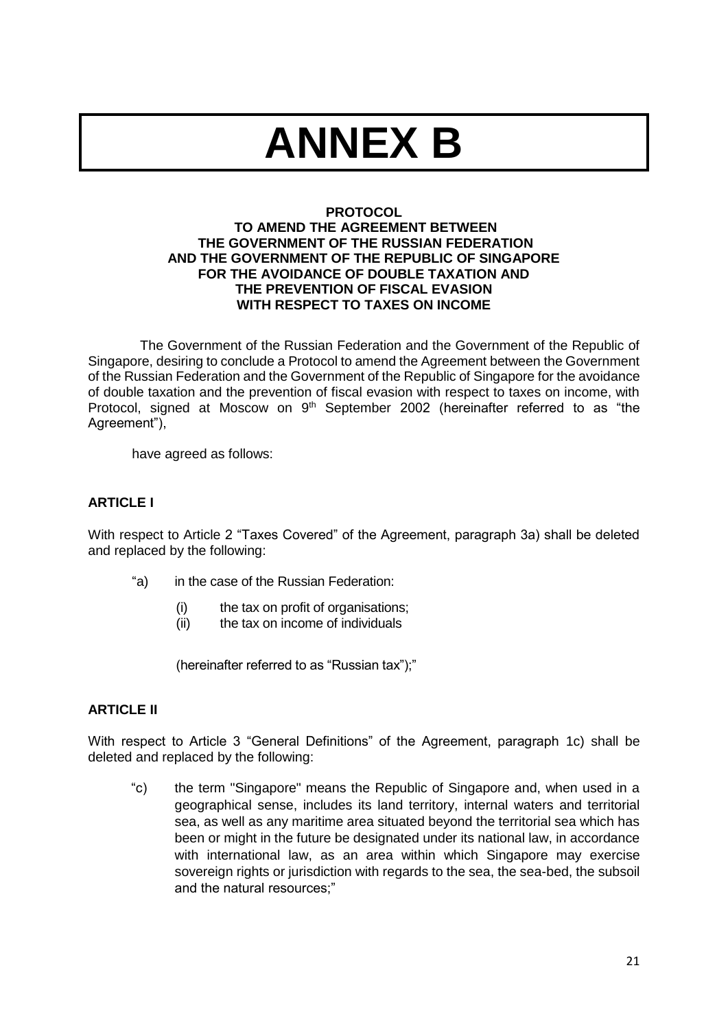# ANNEX B

**PROTOCOL**
**TO AMEND THE AGREEMENT BETWEEN**
**THE GOVERNMENT OF THE RUSSIAN FEDERATION**
**AND THE GOVERNMENT OF THE REPUBLIC OF SINGAPORE**
**FOR THE AVOIDANCE OF DOUBLE TAXATION AND**
**THE PREVENTION OF FISCAL EVASION**
**WITH RESPECT TO TAXES ON INCOME**

The Government of the Russian Federation and the Government of the Republic of Singapore, desiring to conclude a Protocol to amend the Agreement between the Government of the Russian Federation and the Government of the Republic of Singapore for the avoidance of double taxation and the prevention of fiscal evasion with respect to taxes on income, with Protocol, signed at Moscow on 9th September 2002 (hereinafter referred to as "the Agreement"),

have agreed as follows:

**ARTICLE I**

With respect to Article 2 "Taxes Covered" of the Agreement, paragraph 3a) shall be deleted and replaced by the following:

"a) in the case of the Russian Federation:

(i) the tax on profit of organisations;
(ii) the tax on income of individuals

(hereinafter referred to as "Russian tax");"

**ARTICLE II**

With respect to Article 3 "General Definitions" of the Agreement, paragraph 1c) shall be deleted and replaced by the following:

"c) the term "Singapore" means the Republic of Singapore and, when used in a geographical sense, includes its land territory, internal waters and territorial sea, as well as any maritime area situated beyond the territorial sea which has been or might in the future be designated under its national law, in accordance with international law, as an area within which Singapore may exercise sovereign rights or jurisdiction with regards to the sea, the sea-bed, the subsoil and the natural resources;"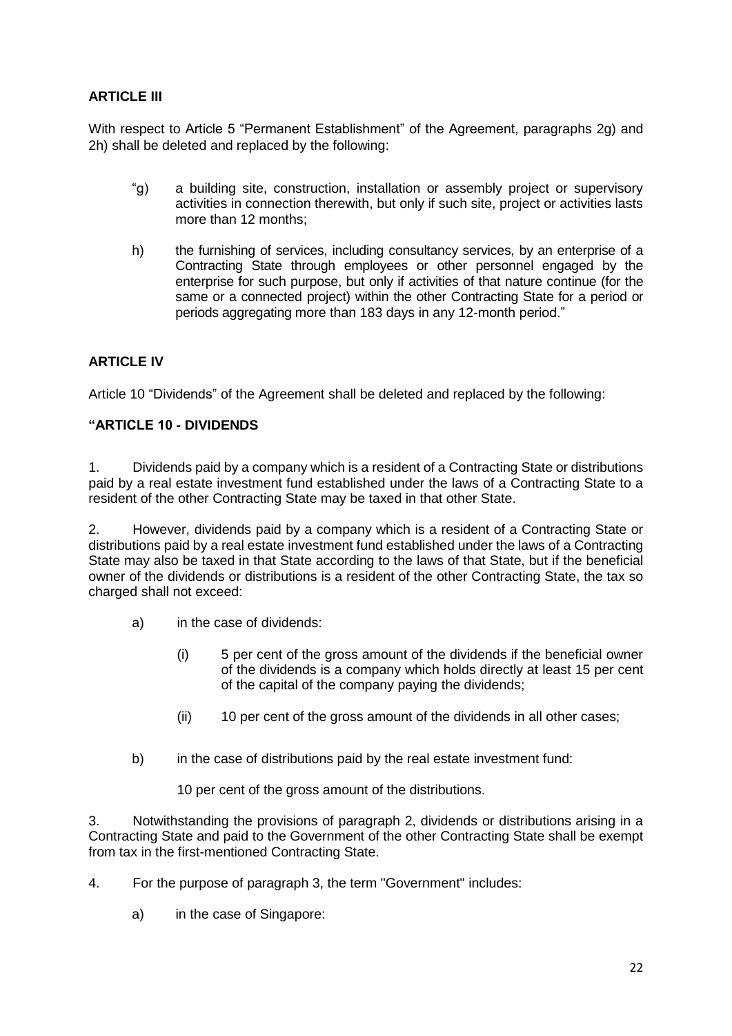**ARTICLE III**

With respect to Article 5 "Permanent Establishment" of the Agreement, paragraphs 2g) and 2h) shall be deleted and replaced by the following:

"g) a building site, construction, installation or assembly project or supervisory activities in connection therewith, but only if such site, project or activities lasts more than 12 months;

h) the furnishing of services, including consultancy services, by an enterprise of a Contracting State through employees or other personnel engaged by the enterprise for such purpose, but only if activities of that nature continue (for the same or a connected project) within the other Contracting State for a period or periods aggregating more than 183 days in any 12-month period."

**ARTICLE IV**

Article 10 "Dividends" of the Agreement shall be deleted and replaced by the following:

**"ARTICLE 10 - DIVIDENDS**

1. Dividends paid by a company which is a resident of a Contracting State or distributions paid by a real estate investment fund established under the laws of a Contracting State to a resident of the other Contracting State may be taxed in that other State.

2. However, dividends paid by a company which is a resident of a Contracting State or distributions paid by a real estate investment fund established under the laws of a Contracting State may also be taxed in that State according to the laws of that State, but if the beneficial owner of the dividends or distributions is a resident of the other Contracting State, the tax so charged shall not exceed:

a) in the case of dividends:

(i) 5 per cent of the gross amount of the dividends if the beneficial owner of the dividends is a company which holds directly at least 15 per cent of the capital of the company paying the dividends;

(ii) 10 per cent of the gross amount of the dividends in all other cases;

b) in the case of distributions paid by the real estate investment fund:

10 per cent of the gross amount of the distributions.

3. Notwithstanding the provisions of paragraph 2, dividends or distributions arising in a Contracting State and paid to the Government of the other Contracting State shall be exempt from tax in the first-mentioned Contracting State.

4. For the purpose of paragraph 3, the term "Government" includes:

a) in the case of Singapore: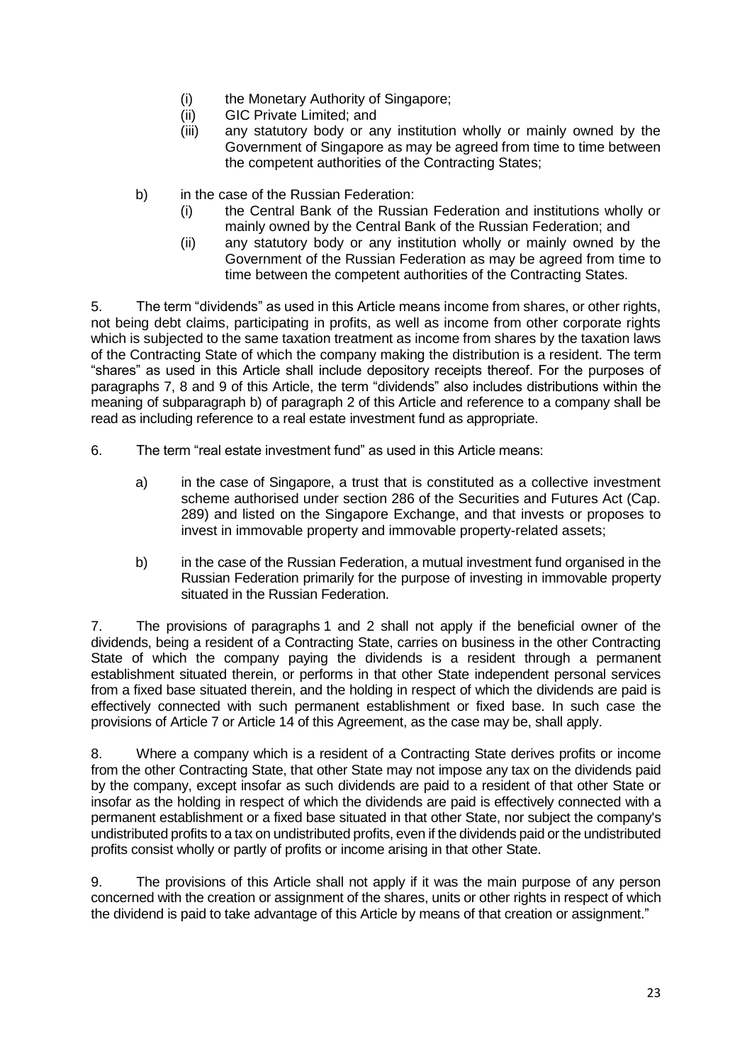- (i) the Monetary Authority of Singapore;
   - (ii) GIC Private Limited; and
   - (iii) any statutory body or any institution wholly or mainly owned by the Government of Singapore as may be agreed from time to time between the competent authorities of the Contracting States;

b) in the case of the Russian Federation:
   - (i) the Central Bank of the Russian Federation and institutions wholly or mainly owned by the Central Bank of the Russian Federation; and
   - (ii) any statutory body or any institution wholly or mainly owned by the Government of the Russian Federation as may be agreed from time to time between the competent authorities of the Contracting States.

5. The term "dividends" as used in this Article means income from shares, or other rights, not being debt claims, participating in profits, as well as income from other corporate rights which is subjected to the same taxation treatment as income from shares by the taxation laws of the Contracting State of which the company making the distribution is a resident. The term "shares" as used in this Article shall include depository receipts thereof. For the purposes of paragraphs 7, 8 and 9 of this Article, the term "dividends" also includes distributions within the meaning of subparagraph b) of paragraph 2 of this Article and reference to a company shall be read as including reference to a real estate investment fund as appropriate.

6. The term "real estate investment fund" as used in this Article means:

   a) in the case of Singapore, a trust that is constituted as a collective investment scheme authorised under section 286 of the Securities and Futures Act (Cap. 289) and listed on the Singapore Exchange, and that invests or proposes to invest in immovable property and immovable property-related assets;

   b) in the case of the Russian Federation, a mutual investment fund organised in the Russian Federation primarily for the purpose of investing in immovable property situated in the Russian Federation.

7. The provisions of paragraphs 1 and 2 shall not apply if the beneficial owner of the dividends, being a resident of a Contracting State, carries on business in the other Contracting State of which the company paying the dividends is a resident through a permanent establishment situated therein, or performs in that other State independent personal services from a fixed base situated therein, and the holding in respect of which the dividends are paid is effectively connected with such permanent establishment or fixed base. In such case the provisions of Article 7 or Article 14 of this Agreement, as the case may be, shall apply.

8. Where a company which is a resident of a Contracting State derives profits or income from the other Contracting State, that other State may not impose any tax on the dividends paid by the company, except insofar as such dividends are paid to a resident of that other State or insofar as the holding in respect of which the dividends are paid is effectively connected with a permanent establishment or a fixed base situated in that other State, nor subject the company's undistributed profits to a tax on undistributed profits, even if the dividends paid or the undistributed profits consist wholly or partly of profits or income arising in that other State.

9. The provisions of this Article shall not apply if it was the main purpose of any person concerned with the creation or assignment of the shares, units or other rights in respect of which the dividend is paid to take advantage of this Article by means of that creation or assignment."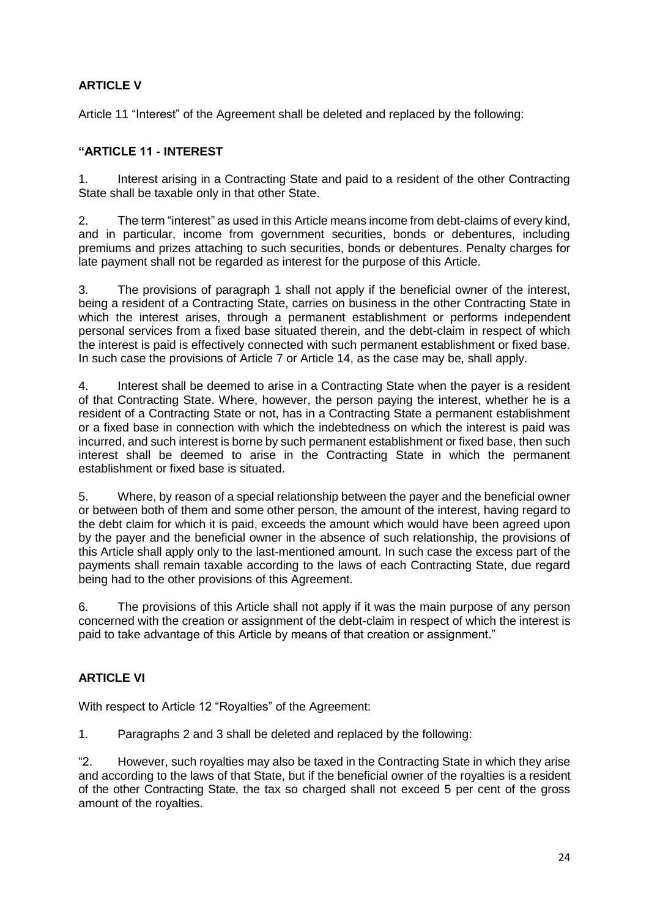**ARTICLE V**

Article 11 "Interest" of the Agreement shall be deleted and replaced by the following:

**"ARTICLE 11 - INTEREST**

1. Interest arising in a Contracting State and paid to a resident of the other Contracting State shall be taxable only in that other State.

2. The term "interest" as used in this Article means income from debt-claims of every kind, and in particular, income from government securities, bonds or debentures, including premiums and prizes attaching to such securities, bonds or debentures. Penalty charges for late payment shall not be regarded as interest for the purpose of this Article.

3. The provisions of paragraph 1 shall not apply if the beneficial owner of the interest, being a resident of a Contracting State, carries on business in the other Contracting State in which the interest arises, through a permanent establishment or performs independent personal services from a fixed base situated therein, and the debt-claim in respect of which the interest is paid is effectively connected with such permanent establishment or fixed base. In such case the provisions of Article 7 or Article 14, as the case may be, shall apply.

4. Interest shall be deemed to arise in a Contracting State when the payer is a resident of that Contracting State. Where, however, the person paying the interest, whether he is a resident of a Contracting State or not, has in a Contracting State a permanent establishment or a fixed base in connection with which the indebtedness on which the interest is paid was incurred, and such interest is borne by such permanent establishment or fixed base, then such interest shall be deemed to arise in the Contracting State in which the permanent establishment or fixed base is situated.

5. Where, by reason of a special relationship between the payer and the beneficial owner or between both of them and some other person, the amount of the interest, having regard to the debt claim for which it is paid, exceeds the amount which would have been agreed upon by the payer and the beneficial owner in the absence of such relationship, the provisions of this Article shall apply only to the last-mentioned amount. In such case the excess part of the payments shall remain taxable according to the laws of each Contracting State, due regard being had to the other provisions of this Agreement.

6. The provisions of this Article shall not apply if it was the main purpose of any person concerned with the creation or assignment of the debt-claim in respect of which the interest is paid to take advantage of this Article by means of that creation or assignment."

**ARTICLE VI**

With respect to Article 12 "Royalties" of the Agreement:

1. Paragraphs 2 and 3 shall be deleted and replaced by the following:

"2. However, such royalties may also be taxed in the Contracting State in which they arise and according to the laws of that State, but if the beneficial owner of the royalties is a resident of the other Contracting State, the tax so charged shall not exceed 5 per cent of the gross amount of the royalties.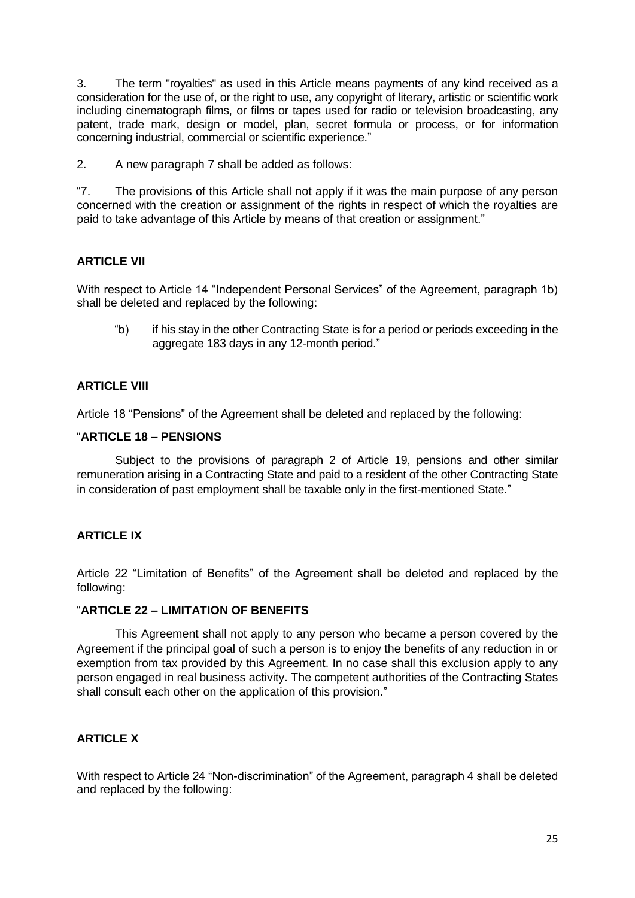3. The term "royalties" as used in this Article means payments of any kind received as a consideration for the use of, or the right to use, any copyright of literary, artistic or scientific work including cinematograph films, or films or tapes used for radio or television broadcasting, any patent, trade mark, design or model, plan, secret formula or process, or for information concerning industrial, commercial or scientific experience."

2. A new paragraph 7 shall be added as follows:

"7. The provisions of this Article shall not apply if it was the main purpose of any person concerned with the creation or assignment of the rights in respect of which the royalties are paid to take advantage of this Article by means of that creation or assignment."

**ARTICLE VII**

With respect to Article 14 "Independent Personal Services" of the Agreement, paragraph 1b) shall be deleted and replaced by the following:

> "b) if his stay in the other Contracting State is for a period or periods exceeding in the aggregate 183 days in any 12-month period."

**ARTICLE VIII**

Article 18 "Pensions" of the Agreement shall be deleted and replaced by the following:

"**ARTICLE 18 – PENSIONS**

Subject to the provisions of paragraph 2 of Article 19, pensions and other similar remuneration arising in a Contracting State and paid to a resident of the other Contracting State in consideration of past employment shall be taxable only in the first-mentioned State."

**ARTICLE IX**

Article 22 "Limitation of Benefits" of the Agreement shall be deleted and replaced by the following:

"**ARTICLE 22 – LIMITATION OF BENEFITS**

This Agreement shall not apply to any person who became a person covered by the Agreement if the principal goal of such a person is to enjoy the benefits of any reduction in or exemption from tax provided by this Agreement. In no case shall this exclusion apply to any person engaged in real business activity. The competent authorities of the Contracting States shall consult each other on the application of this provision."

**ARTICLE X**

With respect to Article 24 "Non-discrimination" of the Agreement, paragraph 4 shall be deleted and replaced by the following: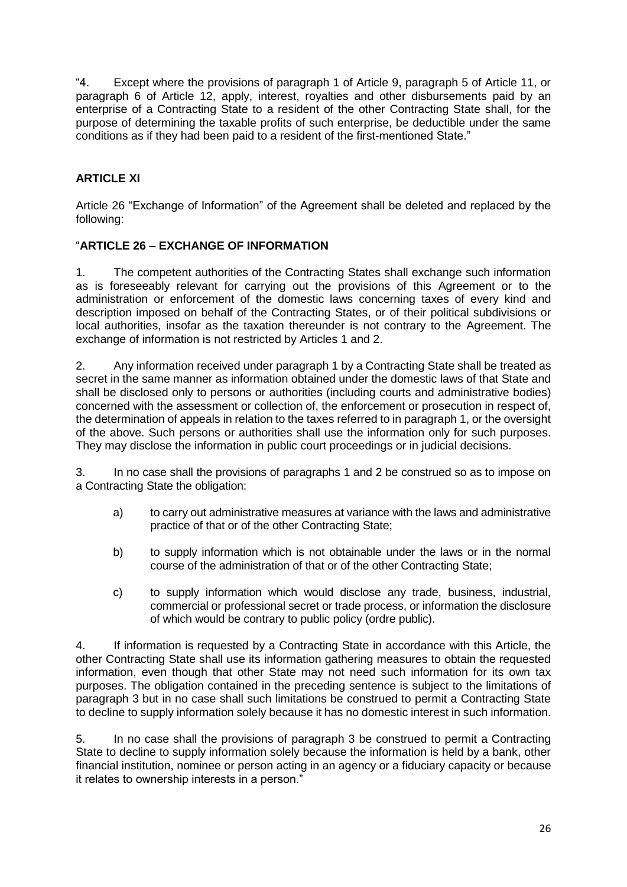"4. Except where the provisions of paragraph 1 of Article 9, paragraph 5 of Article 11, or paragraph 6 of Article 12, apply, interest, royalties and other disbursements paid by an enterprise of a Contracting State to a resident of the other Contracting State shall, for the purpose of determining the taxable profits of such enterprise, be deductible under the same conditions as if they had been paid to a resident of the first-mentioned State."

## ARTICLE XI

Article 26 "Exchange of Information" of the Agreement shall be deleted and replaced by the following:

"**ARTICLE 26 – EXCHANGE OF INFORMATION**

1. The competent authorities of the Contracting States shall exchange such information as is foreseeably relevant for carrying out the provisions of this Agreement or to the administration or enforcement of the domestic laws concerning taxes of every kind and description imposed on behalf of the Contracting States, or of their political subdivisions or local authorities, insofar as the taxation thereunder is not contrary to the Agreement. The exchange of information is not restricted by Articles 1 and 2.

2. Any information received under paragraph 1 by a Contracting State shall be treated as secret in the same manner as information obtained under the domestic laws of that State and shall be disclosed only to persons or authorities (including courts and administrative bodies) concerned with the assessment or collection of, the enforcement or prosecution in respect of, the determination of appeals in relation to the taxes referred to in paragraph 1, or the oversight of the above. Such persons or authorities shall use the information only for such purposes. They may disclose the information in public court proceedings or in judicial decisions.

3. In no case shall the provisions of paragraphs 1 and 2 be construed so as to impose on a Contracting State the obligation:

   a) to carry out administrative measures at variance with the laws and administrative practice of that or of the other Contracting State;

   b) to supply information which is not obtainable under the laws or in the normal course of the administration of that or of the other Contracting State;

   c) to supply information which would disclose any trade, business, industrial, commercial or professional secret or trade process, or information the disclosure of which would be contrary to public policy (ordre public).

4. If information is requested by a Contracting State in accordance with this Article, the other Contracting State shall use its information gathering measures to obtain the requested information, even though that other State may not need such information for its own tax purposes. The obligation contained in the preceding sentence is subject to the limitations of paragraph 3 but in no case shall such limitations be construed to permit a Contracting State to decline to supply information solely because it has no domestic interest in such information.

5. In no case shall the provisions of paragraph 3 be construed to permit a Contracting State to decline to supply information solely because the information is held by a bank, other financial institution, nominee or person acting in an agency or a fiduciary capacity or because it relates to ownership interests in a person."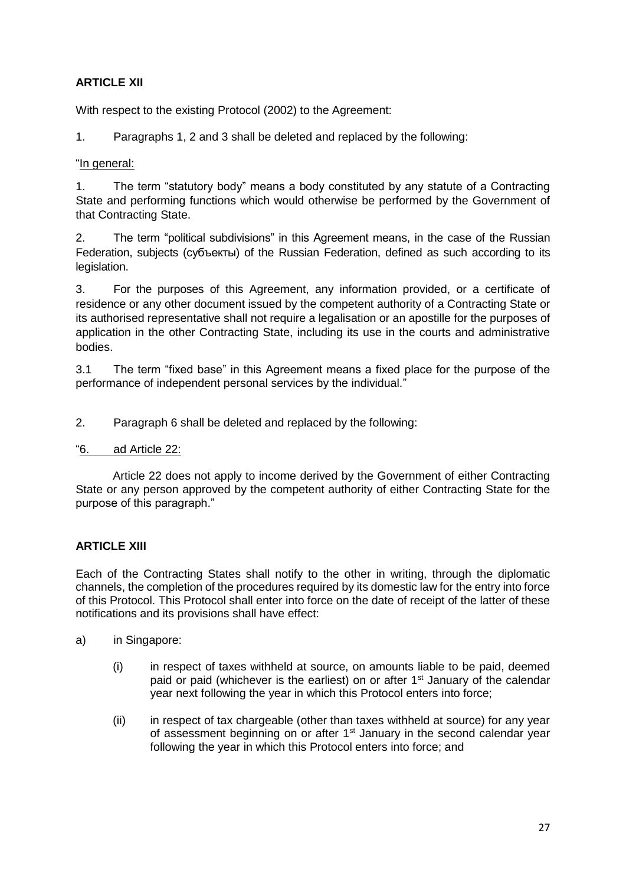**ARTICLE XII**

With respect to the existing Protocol (2002) to the Agreement:

1. Paragraphs 1, 2 and 3 shall be deleted and replaced by the following:

"In general:

1. The term "statutory body" means a body constituted by any statute of a Contracting State and performing functions which would otherwise be performed by the Government of that Contracting State.

2. The term "political subdivisions" in this Agreement means, in the case of the Russian Federation, subjects (субъекты) of the Russian Federation, defined as such according to its legislation.

3. For the purposes of this Agreement, any information provided, or a certificate of residence or any other document issued by the competent authority of a Contracting State or its authorised representative shall not require a legalisation or an apostille for the purposes of application in the other Contracting State, including its use in the courts and administrative bodies.

3.1 The term "fixed base" in this Agreement means a fixed place for the purpose of the performance of independent personal services by the individual."

2. Paragraph 6 shall be deleted and replaced by the following:

"6. ad Article 22:

Article 22 does not apply to income derived by the Government of either Contracting State or any person approved by the competent authority of either Contracting State for the purpose of this paragraph."

**ARTICLE XIII**

Each of the Contracting States shall notify to the other in writing, through the diplomatic channels, the completion of the procedures required by its domestic law for the entry into force of this Protocol. This Protocol shall enter into force on the date of receipt of the latter of these notifications and its provisions shall have effect:

a) in Singapore:

(i) in respect of taxes withheld at source, on amounts liable to be paid, deemed paid or paid (whichever is the earliest) on or after 1st January of the calendar year next following the year in which this Protocol enters into force;

(ii) in respect of tax chargeable (other than taxes withheld at source) for any year of assessment beginning on or after 1st January in the second calendar year following the year in which this Protocol enters into force; and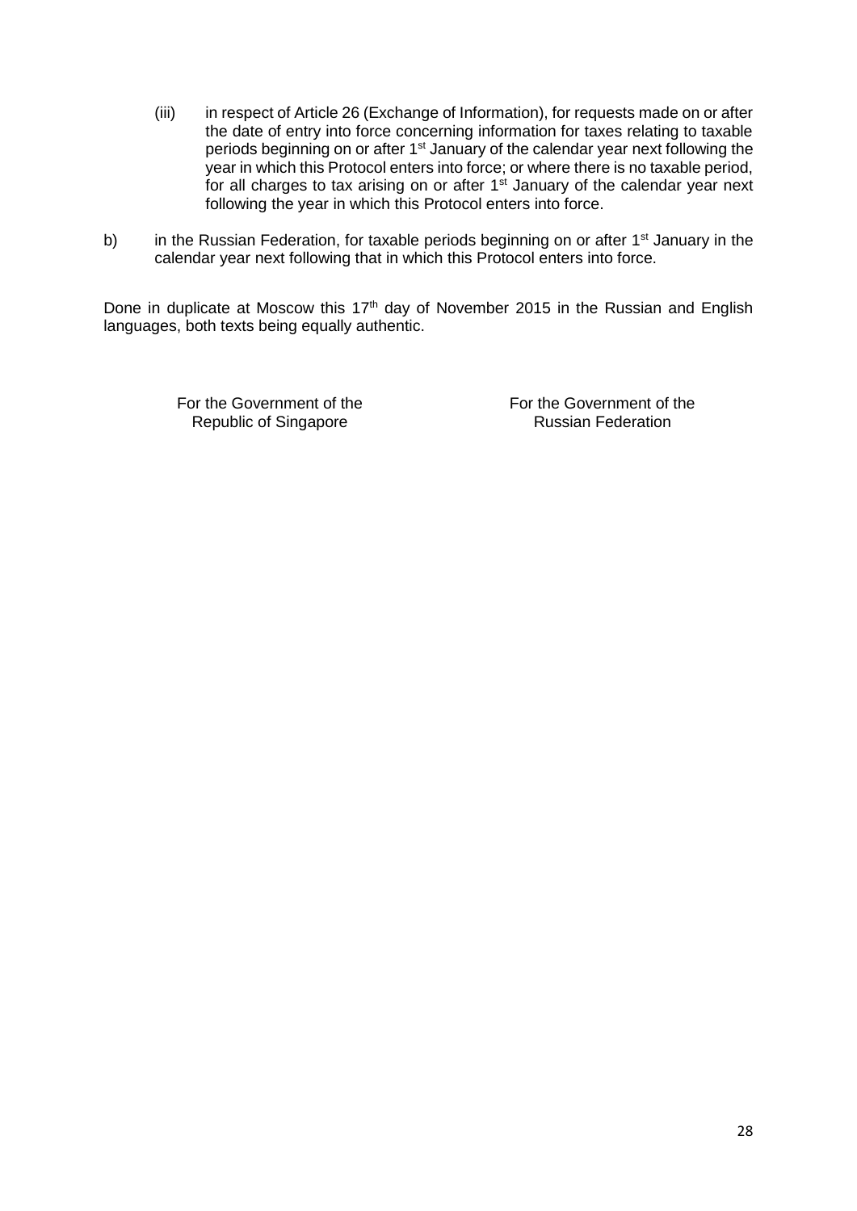(iii) in respect of Article 26 (Exchange of Information), for requests made on or after the date of entry into force concerning information for taxes relating to taxable periods beginning on or after 1st January of the calendar year next following the year in which this Protocol enters into force; or where there is no taxable period, for all charges to tax arising on or after 1st January of the calendar year next following the year in which this Protocol enters into force.

b) in the Russian Federation, for taxable periods beginning on or after 1st January in the calendar year next following that in which this Protocol enters into force.

Done in duplicate at Moscow this 17th day of November 2015 in the Russian and English languages, both texts being equally authentic.

| | |
|---|---|
| For the Government of the Republic of Singapore | For the Government of the Russian Federation |